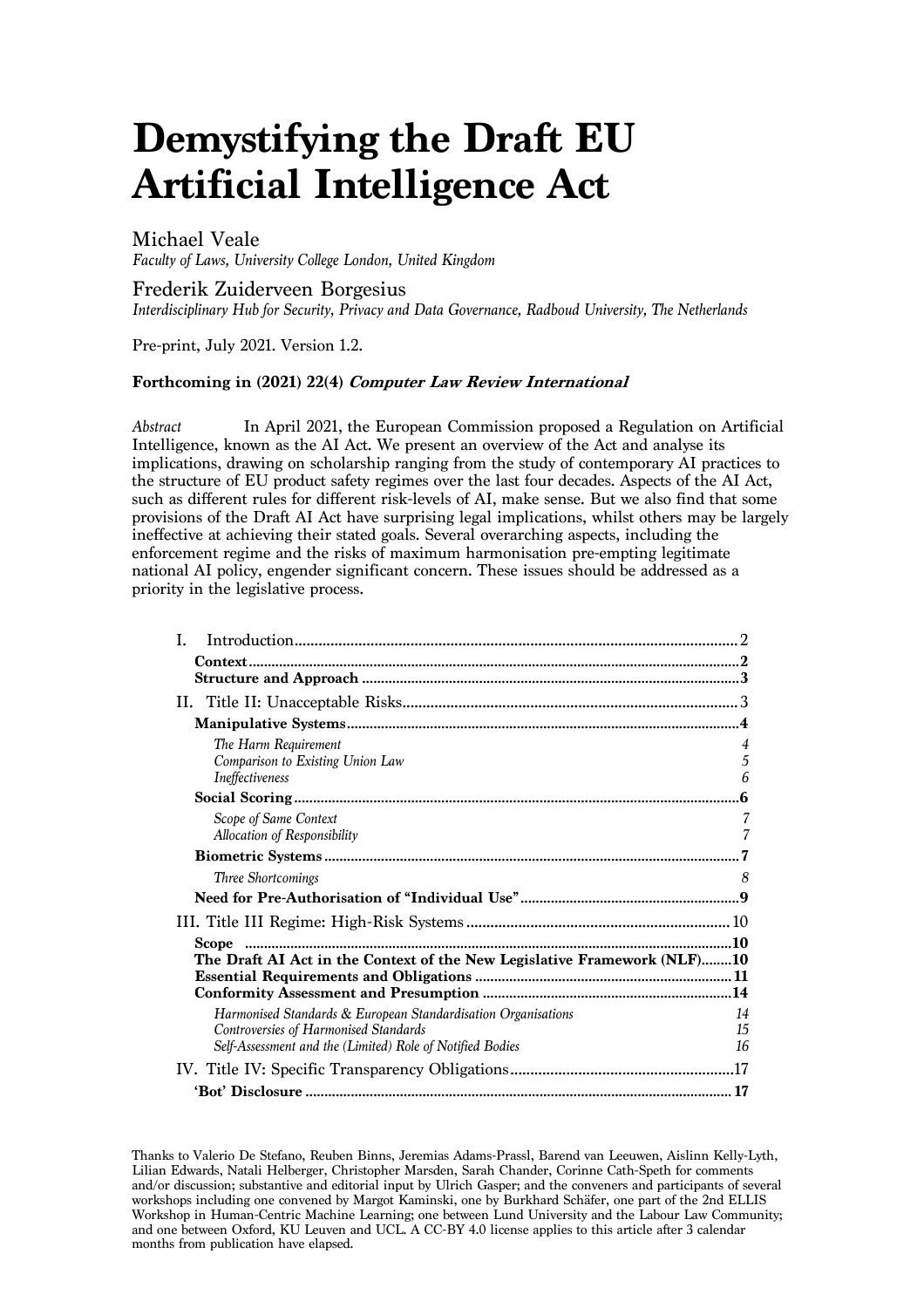# Demystifying the Draft EU Artificial Intelligence Act

Michael Veale

*Faculty of Laws, University College London, United Kingdom*

Frederik Zuiderveen Borgesius

*Interdisciplinary Hub for Security, Privacy and Data Governance, Radboud University, The Netherlands*

Pre-print, July 2021. Version 1.2.

**Forthcoming in (2021) 22(4) *Computer Law Review International***

*Abstract* In April 2021, the European Commission proposed a Regulation on Artificial Intelligence, known as the AI Act. We present an overview of the Act and analyse its implications, drawing on scholarship ranging from the study of contemporary AI practices to the structure of EU product safety regimes over the last four decades. Aspects of the AI Act, such as different rules for different risk-levels of AI, make sense. But we also find that some provisions of the Draft AI Act have surprising legal implications, whilst others may be largely ineffective at achieving their stated goals. Several overarching aspects, including the enforcement regime and the risks of maximum harmonisation pre-empting legitimate national AI policy, engender significant concern. These issues should be addressed as a priority in the legislative process.

- I. Introduction ... 2
  - **Context** ... 2
  - **Structure and Approach** ... 3
- II. Title II: Unacceptable Risks ... 3
  - **Manipulative Systems** ... 4
    - *The Harm Requirement* 4
    - *Comparison to Existing Union Law* 5
    - *Ineffectiveness* 6
  - **Social Scoring** ... 6
    - *Scope of Same Context* 7
    - *Allocation of Responsibility* 7
  - **Biometric Systems** ... 7
    - *Three Shortcomings* 8
  - **Need for Pre-Authorisation of "Individual Use"** ... 9
- III. Title III Regime: High-Risk Systems ... 10
  - **Scope** ... 10
  - **The Draft AI Act in the Context of the New Legislative Framework (NLF)** ... 10
  - **Essential Requirements and Obligations** ... 11
  - **Conformity Assessment and Presumption** ... 14
    - *Harmonised Standards & European Standardisation Organisations* 14
    - *Controversies of Harmonised Standards* 15
    - *Self-Assessment and the (Limited) Role of Notified Bodies* 16
- IV. Title IV: Specific Transparency Obligations ... 17
  - **'Bot' Disclosure** ... 17

Thanks to Valerio De Stefano, Reuben Binns, Jeremias Adams-Prassl, Barend van Leeuwen, Aislinn Kelly-Lyth, Lilian Edwards, Natali Helberger, Christopher Marsden, Sarah Chander, Corinne Cath-Speth for comments and/or discussion; substantive and editorial input by Ulrich Gasper; and the conveners and participants of several workshops including one convened by Margot Kaminski, one by Burkhard Schäfer, one part of the 2nd ELLIS Workshop in Human-Centric Machine Learning; one between Lund University and the Labour Law Community; and one between Oxford, KU Leuven and UCL. A CC-BY 4.0 license applies to this article after 3 calendar months from publication have elapsed.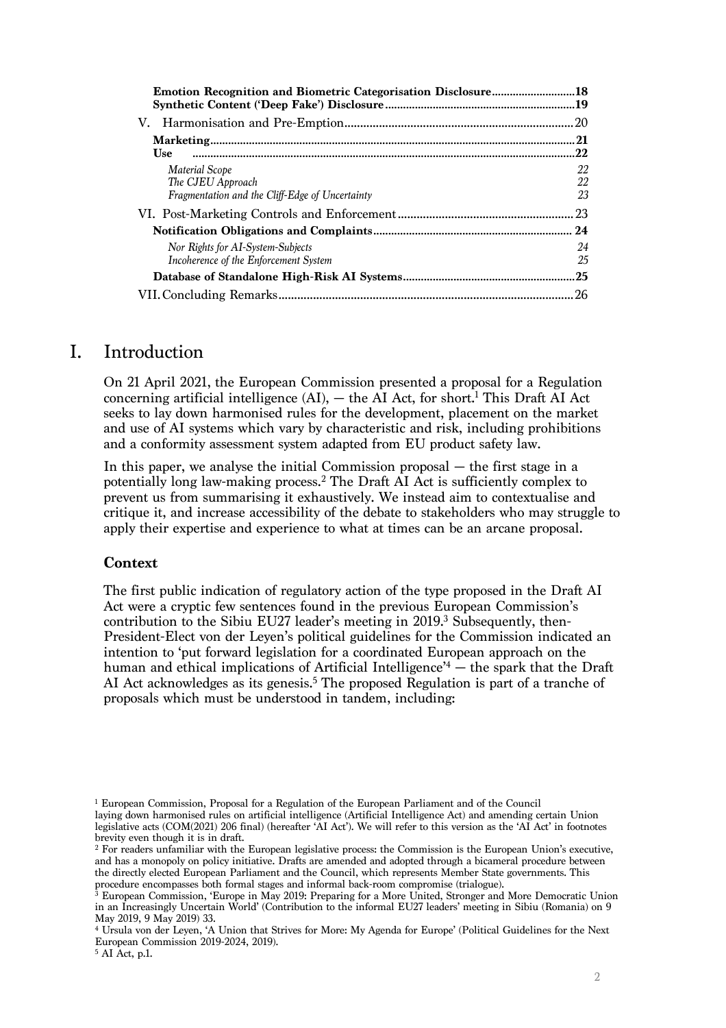**Emotion Recognition and Biometric Categorisation Disclosure** ........................... **18**
**Synthetic Content ('Deep Fake') Disclosure** .............................................................. **19**

V. Harmonisation and Pre-Emption ........................................................................ 20

**Marketing** ........................................................................................................ **21**
**Use** ................................................................................................................... **22**

*Material Scope* 22
*The CJEU Approach* 22
*Fragmentation and the Cliff-Edge of Uncertainty* 23

VI. Post-Marketing Controls and Enforcement ........................................................ 23

**Notification Obligations and Complaints** ................................................................ **24**

*Nor Rights for AI-System-Subjects* 24
*Incoherence of the Enforcement System* 25

**Database of Standalone High-Risk AI Systems** ........................................................ **25**

VII. Concluding Remarks ............................................................................................ 26

# I. Introduction

On 21 April 2021, the European Commission presented a proposal for a Regulation concerning artificial intelligence (AI), — the AI Act, for short.[1] This Draft AI Act seeks to lay down harmonised rules for the development, placement on the market and use of AI systems which vary by characteristic and risk, including prohibitions and a conformity assessment system adapted from EU product safety law.

In this paper, we analyse the initial Commission proposal — the first stage in a potentially long law-making process.[2] The Draft AI Act is sufficiently complex to prevent us from summarising it exhaustively. We instead aim to contextualise and critique it, and increase accessibility of the debate to stakeholders who may struggle to apply their expertise and experience to what at times can be an arcane proposal.

### Context

The first public indication of regulatory action of the type proposed in the Draft AI Act were a cryptic few sentences found in the previous European Commission's contribution to the Sibiu EU27 leader's meeting in 2019.[3] Subsequently, then-President-Elect von der Leyen's political guidelines for the Commission indicated an intention to 'put forward legislation for a coordinated European approach on the human and ethical implications of Artificial Intelligence'[4] — the spark that the Draft AI Act acknowledges as its genesis.[5] The proposed Regulation is part of a tranche of proposals which must be understood in tandem, including:

---

[1] European Commission, Proposal for a Regulation of the European Parliament and of the Council laying down harmonised rules on artificial intelligence (Artificial Intelligence Act) and amending certain Union legislative acts (COM(2021) 206 final) (hereafter 'AI Act'). We will refer to this version as the 'AI Act' in footnotes brevity even though it is in draft.

[2] For readers unfamiliar with the European legislative process: the Commission is the European Union's executive, and has a monopoly on policy initiative. Drafts are amended and adopted through a bicameral procedure between the directly elected European Parliament and the Council, which represents Member State governments. This procedure encompasses both formal stages and informal back-room compromise (trialogue).

[3] European Commission, 'Europe in May 2019: Preparing for a More United, Stronger and More Democratic Union in an Increasingly Uncertain World' (Contribution to the informal EU27 leaders' meeting in Sibiu (Romania) on 9 May 2019, 9 May 2019) 33.

[4] Ursula von der Leyen, 'A Union that Strives for More: My Agenda for Europe' (Political Guidelines for the Next European Commission 2019-2024, 2019).

[5] AI Act, p.1.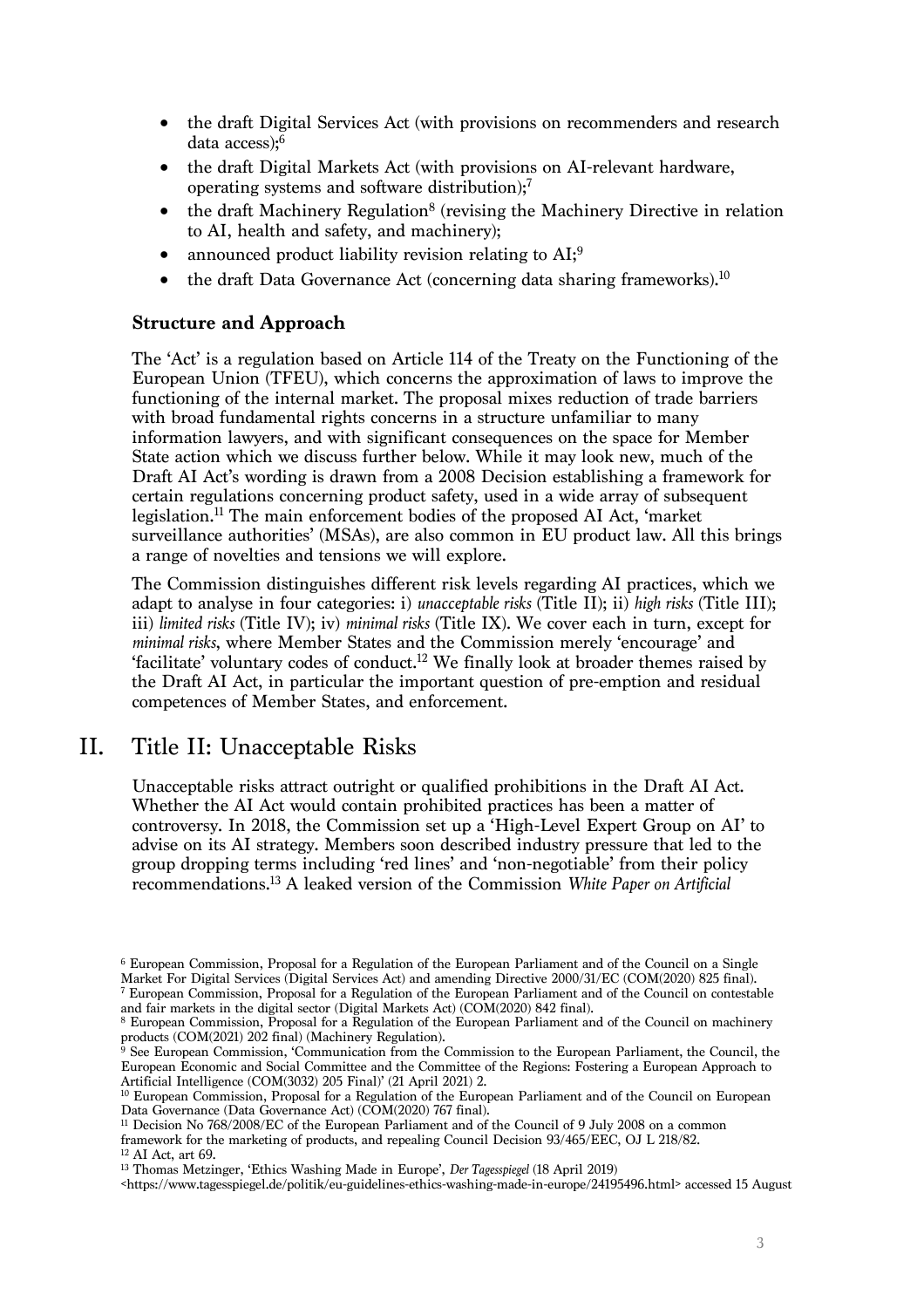- the draft Digital Services Act (with provisions on recommenders and research data access);[6]
- the draft Digital Markets Act (with provisions on AI-relevant hardware, operating systems and software distribution);[7]
- the draft Machinery Regulation[8] (revising the Machinery Directive in relation to AI, health and safety, and machinery);
- announced product liability revision relating to AI;[9]
- the draft Data Governance Act (concerning data sharing frameworks).[10]

### Structure and Approach

The 'Act' is a regulation based on Article 114 of the Treaty on the Functioning of the European Union (TFEU), which concerns the approximation of laws to improve the functioning of the internal market. The proposal mixes reduction of trade barriers with broad fundamental rights concerns in a structure unfamiliar to many information lawyers, and with significant consequences on the space for Member State action which we discuss further below. While it may look new, much of the Draft AI Act's wording is drawn from a 2008 Decision establishing a framework for certain regulations concerning product safety, used in a wide array of subsequent legislation.[11] The main enforcement bodies of the proposed AI Act, 'market surveillance authorities' (MSAs), are also common in EU product law. All this brings a range of novelties and tensions we will explore.

The Commission distinguishes different risk levels regarding AI practices, which we adapt to analyse in four categories: i) *unacceptable risks* (Title II); ii) *high risks* (Title III); iii) *limited risks* (Title IV); iv) *minimal risks* (Title IX). We cover each in turn, except for *minimal risks*, where Member States and the Commission merely 'encourage' and 'facilitate' voluntary codes of conduct.[12] We finally look at broader themes raised by the Draft AI Act, in particular the important question of pre-emption and residual competences of Member States, and enforcement.

## II. Title II: Unacceptable Risks

Unacceptable risks attract outright or qualified prohibitions in the Draft AI Act. Whether the AI Act would contain prohibited practices has been a matter of controversy. In 2018, the Commission set up a 'High-Level Expert Group on AI' to advise on its AI strategy. Members soon described industry pressure that led to the group dropping terms including 'red lines' and 'non-negotiable' from their policy recommendations.[13] A leaked version of the Commission *White Paper on Artificial*

---

[6] European Commission, Proposal for a Regulation of the European Parliament and of the Council on a Single Market For Digital Services (Digital Services Act) and amending Directive 2000/31/EC (COM(2020) 825 final).

[7] European Commission, Proposal for a Regulation of the European Parliament and of the Council on contestable and fair markets in the digital sector (Digital Markets Act) (COM(2020) 842 final).

[8] European Commission, Proposal for a Regulation of the European Parliament and of the Council on machinery products (COM(2021) 202 final) (Machinery Regulation).

[9] See European Commission, 'Communication from the Commission to the European Parliament, the Council, the European Economic and Social Committee and the Committee of the Regions: Fostering a European Approach to Artificial Intelligence (COM(3032) 205 Final)' (21 April 2021) 2.

[10] European Commission, Proposal for a Regulation of the European Parliament and of the Council on European Data Governance (Data Governance Act) (COM(2020) 767 final).

[11] Decision No 768/2008/EC of the European Parliament and of the Council of 9 July 2008 on a common framework for the marketing of products, and repealing Council Decision 93/465/EEC, OJ L 218/82.

[12] AI Act, art 69.

[13] Thomas Metzinger, 'Ethics Washing Made in Europe', *Der Tagesspiegel* (18 April 2019) <https://www.tagesspiegel.de/politik/eu-guidelines-ethics-washing-made-in-europe/24195496.html> accessed 15 August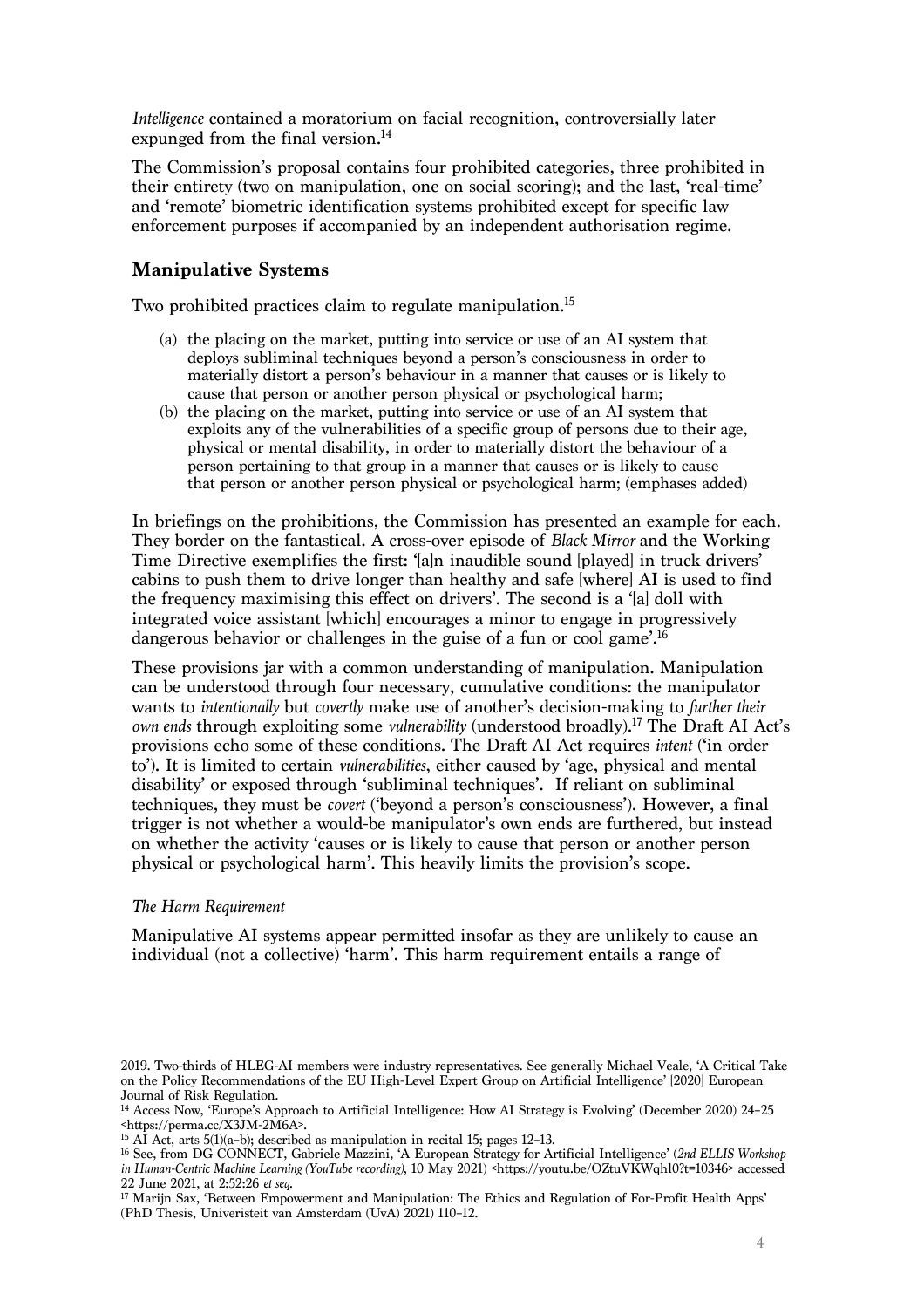*Intelligence* contained a moratorium on facial recognition, controversially later expunged from the final version.[14]

The Commission's proposal contains four prohibited categories, three prohibited in their entirety (two on manipulation, one on social scoring); and the last, 'real-time' and 'remote' biometric identification systems prohibited except for specific law enforcement purposes if accompanied by an independent authorisation regime.

## Manipulative Systems

Two prohibited practices claim to regulate manipulation.[15]

(a) the placing on the market, putting into service or use of an AI system that deploys subliminal techniques beyond a person's consciousness in order to materially distort a person's behaviour in a manner that causes or is likely to cause that person or another person physical or psychological harm;

(b) the placing on the market, putting into service or use of an AI system that exploits any of the vulnerabilities of a specific group of persons due to their age, physical or mental disability, in order to materially distort the behaviour of a person pertaining to that group in a manner that causes or is likely to cause that person or another person physical or psychological harm; (emphases added)

In briefings on the prohibitions, the Commission has presented an example for each. They border on the fantastical. A cross-over episode of *Black Mirror* and the Working Time Directive exemplifies the first: '[a]n inaudible sound [played] in truck drivers' cabins to push them to drive longer than healthy and safe [where] AI is used to find the frequency maximising this effect on drivers'. The second is a '[a] doll with integrated voice assistant [which] encourages a minor to engage in progressively dangerous behavior or challenges in the guise of a fun or cool game'.[16]

These provisions jar with a common understanding of manipulation. Manipulation can be understood through four necessary, cumulative conditions: the manipulator wants to *intentionally* but *covertly* make use of another's decision-making to *further their own ends* through exploiting some *vulnerability* (understood broadly).[17] The Draft AI Act's provisions echo some of these conditions. The Draft AI Act requires *intent* ('in order to'). It is limited to certain *vulnerabilities*, either caused by 'age, physical and mental disability' or exposed through 'subliminal techniques'. If reliant on subliminal techniques, they must be *covert* ('beyond a person's consciousness'). However, a final trigger is not whether a would-be manipulator's own ends are furthered, but instead on whether the activity 'causes or is likely to cause that person or another person physical or psychological harm'. This heavily limits the provision's scope.

### *The Harm Requirement*

Manipulative AI systems appear permitted insofar as they are unlikely to cause an individual (not a collective) 'harm'. This harm requirement entails a range of

---

2019. Two-thirds of HLEG-AI members were industry representatives. See generally Michael Veale, 'A Critical Take on the Policy Recommendations of the EU High-Level Expert Group on Artificial Intelligence' [2020] European Journal of Risk Regulation.

[14] Access Now, 'Europe's Approach to Artificial Intelligence: How AI Strategy is Evolving' (December 2020) 24–25 <https://perma.cc/X3JM-2M6A>.

[15] AI Act, arts 5(1)(a–b); described as manipulation in recital 15; pages 12–13.

[16] See, from DG CONNECT, Gabriele Mazzini, 'A European Strategy for Artificial Intelligence' (*2nd ELLIS Workshop in Human-Centric Machine Learning (YouTube recording)*, 10 May 2021) <https://youtu.be/OZtuVKWqhl0?t=10346> accessed 22 June 2021, at 2:52:26 *et seq*.

[17] Marijn Sax, 'Between Empowerment and Manipulation: The Ethics and Regulation of For-Profit Health Apps' (PhD Thesis, Univeristeit van Amsterdam (UvA) 2021) 110–12.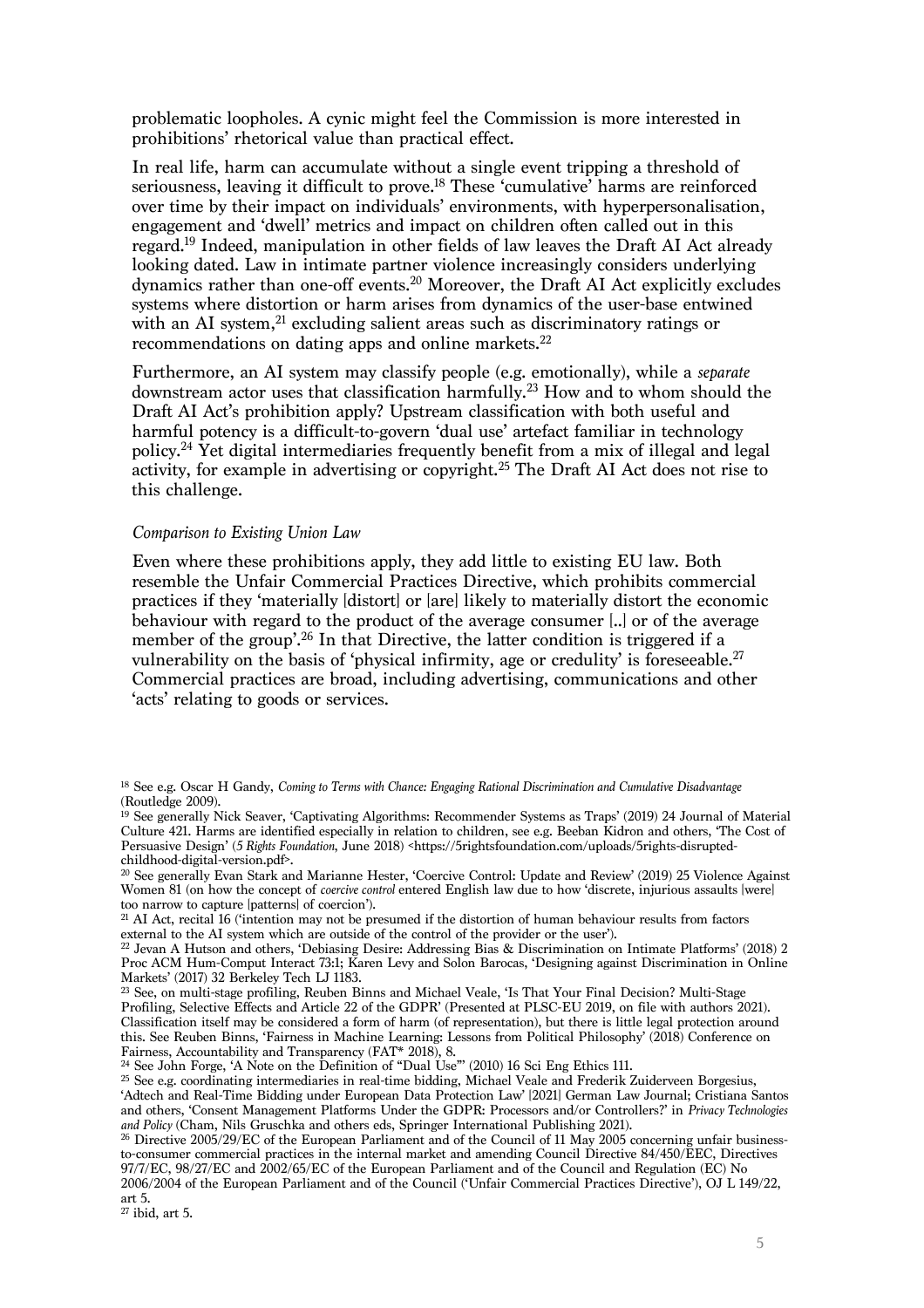problematic loopholes. A cynic might feel the Commission is more interested in prohibitions' rhetorical value than practical effect.

In real life, harm can accumulate without a single event tripping a threshold of seriousness, leaving it difficult to prove.[18] These 'cumulative' harms are reinforced over time by their impact on individuals' environments, with hyperpersonalisation, engagement and 'dwell' metrics and impact on children often called out in this regard.[19] Indeed, manipulation in other fields of law leaves the Draft AI Act already looking dated. Law in intimate partner violence increasingly considers underlying dynamics rather than one-off events.[20] Moreover, the Draft AI Act explicitly excludes systems where distortion or harm arises from dynamics of the user-base entwined with an AI system,[21] excluding salient areas such as discriminatory ratings or recommendations on dating apps and online markets.[22]

Furthermore, an AI system may classify people (e.g. emotionally), while a *separate* downstream actor uses that classification harmfully.[23] How and to whom should the Draft AI Act's prohibition apply? Upstream classification with both useful and harmful potency is a difficult-to-govern 'dual use' artefact familiar in technology policy.[24] Yet digital intermediaries frequently benefit from a mix of illegal and legal activity, for example in advertising or copyright.[25] The Draft AI Act does not rise to this challenge.

### *Comparison to Existing Union Law*

Even where these prohibitions apply, they add little to existing EU law. Both resemble the Unfair Commercial Practices Directive, which prohibits commercial practices if they 'materially [distort] or [are] likely to materially distort the economic behaviour with regard to the product of the average consumer [..] or of the average member of the group'.[26] In that Directive, the latter condition is triggered if a vulnerability on the basis of 'physical infirmity, age or credulity' is foreseeable.[27] Commercial practices are broad, including advertising, communications and other 'acts' relating to goods or services.

---

[18] See e.g. Oscar H Gandy, *Coming to Terms with Chance: Engaging Rational Discrimination and Cumulative Disadvantage* (Routledge 2009).

[19] See generally Nick Seaver, 'Captivating Algorithms: Recommender Systems as Traps' (2019) 24 Journal of Material Culture 421. Harms are identified especially in relation to children, see e.g. Beeban Kidron and others, 'The Cost of Persuasive Design' (*5 Rights Foundation*, June 2018) <https://5rightsfoundation.com/uploads/5rights-disrupted-childhood-digital-version.pdf>.

[20] See generally Evan Stark and Marianne Hester, 'Coercive Control: Update and Review' (2019) 25 Violence Against Women 81 (on how the concept of *coercive control* entered English law due to how 'discrete, injurious assaults [were] too narrow to capture [patterns] of coercion').

[21] AI Act, recital 16 ('intention may not be presumed if the distortion of human behaviour results from factors external to the AI system which are outside of the control of the provider or the user').

[22] Jevan A Hutson and others, 'Debiasing Desire: Addressing Bias & Discrimination on Intimate Platforms' (2018) 2 Proc ACM Hum-Comput Interact 73:1; Karen Levy and Solon Barocas, 'Designing against Discrimination in Online Markets' (2017) 32 Berkeley Tech LJ 1183.

[23] See, on multi-stage profiling, Reuben Binns and Michael Veale, 'Is That Your Final Decision? Multi-Stage Profiling, Selective Effects and Article 22 of the GDPR' (Presented at PLSC-EU 2019, on file with authors 2021). Classification itself may be considered a form of harm (of representation), but there is little legal protection around this. See Reuben Binns, 'Fairness in Machine Learning: Lessons from Political Philosophy' (2018) Conference on Fairness, Accountability and Transparency (FAT* 2018), 8.

[24] See John Forge, 'A Note on the Definition of "Dual Use"' (2010) 16 Sci Eng Ethics 111.

[25] See e.g. coordinating intermediaries in real-time bidding, Michael Veale and Frederik Zuiderveen Borgesius, 'Adtech and Real-Time Bidding under European Data Protection Law' [2021] German Law Journal; Cristiana Santos and others, 'Consent Management Platforms Under the GDPR: Processors and/or Controllers?' in *Privacy Technologies and Policy* (Cham, Nils Gruschka and others eds, Springer International Publishing 2021).

[26] Directive 2005/29/EC of the European Parliament and of the Council of 11 May 2005 concerning unfair business-to-consumer commercial practices in the internal market and amending Council Directive 84/450/EEC, Directives 97/7/EC, 98/27/EC and 2002/65/EC of the European Parliament and of the Council and Regulation (EC) No 2006/2004 of the European Parliament and of the Council ('Unfair Commercial Practices Directive'), OJ L 149/22, art 5.

[27] ibid, art 5.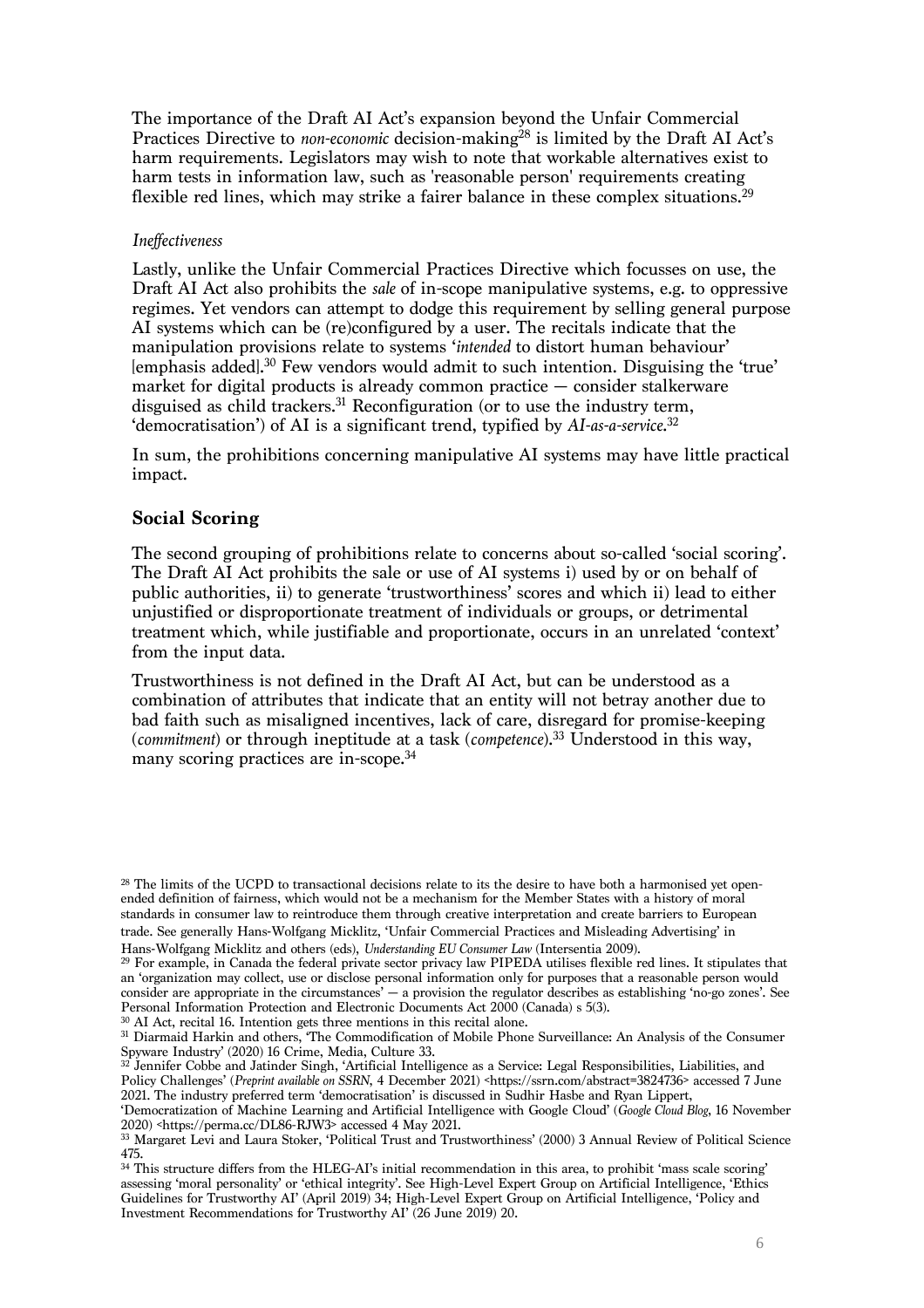The importance of the Draft AI Act's expansion beyond the Unfair Commercial Practices Directive to *non-economic* decision-making[28] is limited by the Draft AI Act's harm requirements. Legislators may wish to note that workable alternatives exist to harm tests in information law, such as 'reasonable person' requirements creating flexible red lines, which may strike a fairer balance in these complex situations.[29]

*Ineffectiveness*

Lastly, unlike the Unfair Commercial Practices Directive which focusses on use, the Draft AI Act also prohibits the *sale* of in-scope manipulative systems, e.g. to oppressive regimes. Yet vendors can attempt to dodge this requirement by selling general purpose AI systems which can be (re)configured by a user. The recitals indicate that the manipulation provisions relate to systems '*intended* to distort human behaviour' [emphasis added].[30] Few vendors would admit to such intention. Disguising the 'true' market for digital products is already common practice — consider stalkerware disguised as child trackers.[31] Reconfiguration (or to use the industry term, 'democratisation') of AI is a significant trend, typified by *AI-as-a-service*.[32]

In sum, the prohibitions concerning manipulative AI systems may have little practical impact.

## Social Scoring

The second grouping of prohibitions relate to concerns about so-called 'social scoring'. The Draft AI Act prohibits the sale or use of AI systems i) used by or on behalf of public authorities, ii) to generate 'trustworthiness' scores and which ii) lead to either unjustified or disproportionate treatment of individuals or groups, or detrimental treatment which, while justifiable and proportionate, occurs in an unrelated 'context' from the input data.

Trustworthiness is not defined in the Draft AI Act, but can be understood as a combination of attributes that indicate that an entity will not betray another due to bad faith such as misaligned incentives, lack of care, disregard for promise-keeping (*commitment*) or through ineptitude at a task (*competence*).[33] Understood in this way, many scoring practices are in-scope.[34]

---

[28] The limits of the UCPD to transactional decisions relate to its the desire to have both a harmonised yet open-ended definition of fairness, which would not be a mechanism for the Member States with a history of moral standards in consumer law to reintroduce them through creative interpretation and create barriers to European trade. See generally Hans-Wolfgang Micklitz, 'Unfair Commercial Practices and Misleading Advertising' in Hans-Wolfgang Micklitz and others (eds), *Understanding EU Consumer Law* (Intersentia 2009).

[29] For example, in Canada the federal private sector privacy law PIPEDA utilises flexible red lines. It stipulates that an 'organization may collect, use or disclose personal information only for purposes that a reasonable person would consider are appropriate in the circumstances' — a provision the regulator describes as establishing 'no-go zones'. See Personal Information Protection and Electronic Documents Act 2000 (Canada) s 5(3).

[30] AI Act, recital 16. Intention gets three mentions in this recital alone.

[31] Diarmaid Harkin and others, 'The Commodification of Mobile Phone Surveillance: An Analysis of the Consumer Spyware Industry' (2020) 16 Crime, Media, Culture 33.

[32] Jennifer Cobbe and Jatinder Singh, 'Artificial Intelligence as a Service: Legal Responsibilities, Liabilities, and Policy Challenges' (*Preprint available on SSRN*, 4 December 2021) <https://ssrn.com/abstract=3824736> accessed 7 June 2021. The industry preferred term 'democratisation' is discussed in Sudhir Hasbe and Ryan Lippert, 'Democratization of Machine Learning and Artificial Intelligence with Google Cloud' (*Google Cloud Blog*, 16 November 2020) <https://perma.cc/DL86-RJW3> accessed 4 May 2021.

[33] Margaret Levi and Laura Stoker, 'Political Trust and Trustworthiness' (2000) 3 Annual Review of Political Science 475.

[34] This structure differs from the HLEG-AI's initial recommendation in this area, to prohibit 'mass scale scoring' assessing 'moral personality' or 'ethical integrity'. See High-Level Expert Group on Artificial Intelligence, 'Ethics Guidelines for Trustworthy AI' (April 2019) 34; High-Level Expert Group on Artificial Intelligence, 'Policy and Investment Recommendations for Trustworthy AI' (26 June 2019) 20.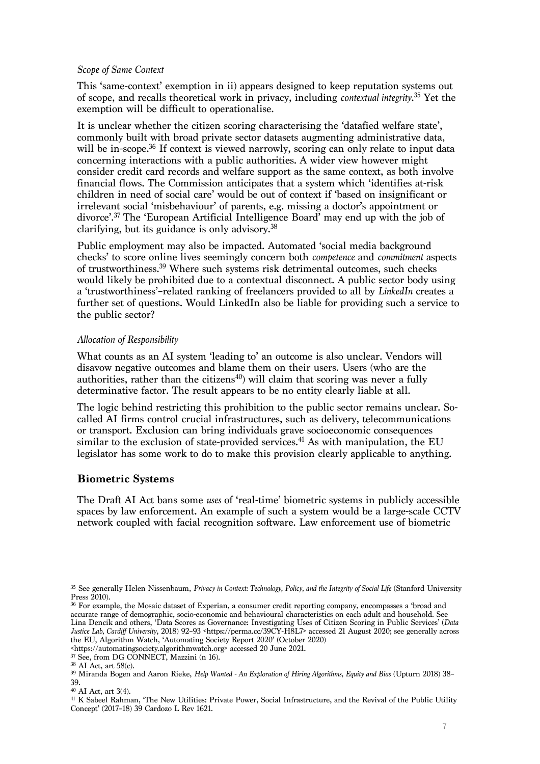*Scope of Same Context*

This 'same-context' exemption in ii) appears designed to keep reputation systems out of scope, and recalls theoretical work in privacy, including *contextual integrity*.[35] Yet the exemption will be difficult to operationalise.

It is unclear whether the citizen scoring characterising the 'datafied welfare state', commonly built with broad private sector datasets augmenting administrative data, will be in-scope.[36] If context is viewed narrowly, scoring can only relate to input data concerning interactions with a public authorities. A wider view however might consider credit card records and welfare support as the same context, as both involve financial flows. The Commission anticipates that a system which 'identifies at-risk children in need of social care' would be out of context if 'based on insignificant or irrelevant social 'misbehaviour' of parents, e.g. missing a doctor's appointment or divorce'.[37] The 'European Artificial Intelligence Board' may end up with the job of clarifying, but its guidance is only advisory.[38]

Public employment may also be impacted. Automated 'social media background checks' to score online lives seemingly concern both *competence* and *commitment* aspects of trustworthiness.[39] Where such systems risk detrimental outcomes, such checks would likely be prohibited due to a contextual disconnect. A public sector body using a 'trustworthiness'-related ranking of freelancers provided to all by *LinkedIn* creates a further set of questions. Would LinkedIn also be liable for providing such a service to the public sector?

*Allocation of Responsibility*

What counts as an AI system 'leading to' an outcome is also unclear. Vendors will disavow negative outcomes and blame them on their users. Users (who are the authorities, rather than the citizens[40]) will claim that scoring was never a fully determinative factor. The result appears to be no entity clearly liable at all.

The logic behind restricting this prohibition to the public sector remains unclear. So-called AI firms control crucial infrastructures, such as delivery, telecommunications or transport. Exclusion can bring individuals grave socioeconomic consequences similar to the exclusion of state-provided services.[41] As with manipulation, the EU legislator has some work to do to make this provision clearly applicable to anything.

## Biometric Systems

The Draft AI Act bans some *uses* of 'real-time' biometric systems in publicly accessible spaces by law enforcement. An example of such a system would be a large-scale CCTV network coupled with facial recognition software. Law enforcement use of biometric

---

[35] See generally Helen Nissenbaum, *Privacy in Context: Technology, Policy, and the Integrity of Social Life* (Stanford University Press 2010).

[36] For example, the Mosaic dataset of Experian, a consumer credit reporting company, encompasses a 'broad and accurate range of demographic, socio-economic and behavioural characteristics on each adult and household. See Lina Dencik and others, 'Data Scores as Governance: Investigating Uses of Citizen Scoring in Public Services' (*Data Justice Lab, Cardiff University*, 2018) 92–93 <https://perma.cc/39CY-H8L7> accessed 21 August 2020; see generally across the EU, Algorithm Watch, 'Automating Society Report 2020' (October 2020) <https://automatingsociety.algorithmwatch.org> accessed 20 June 2021.

[37] See, from DG CONNECT, Mazzini (n 16).

[38] AI Act, art 58(c).

[39] Miranda Bogen and Aaron Rieke, *Help Wanted - An Exploration of Hiring Algorithms, Equity and Bias* (Upturn 2018) 38–39.

[40] AI Act, art 3(4).

[41] K Sabeel Rahman, 'The New Utilities: Private Power, Social Infrastructure, and the Revival of the Public Utility Concept' (2017–18) 39 Cardozo L Rev 1621.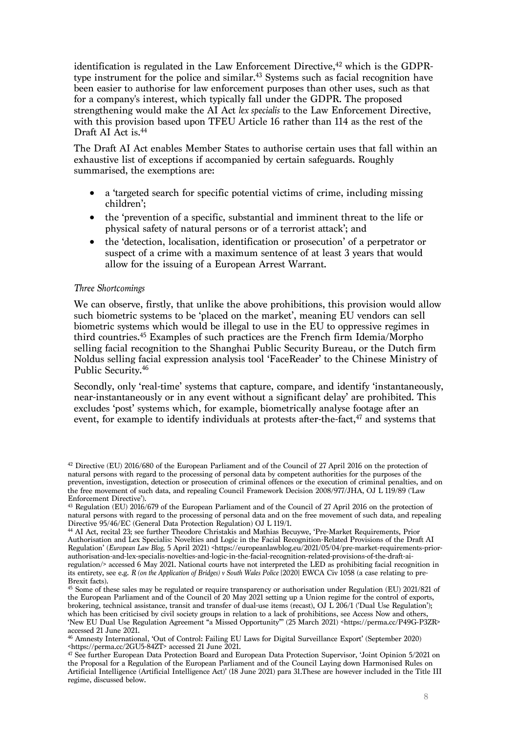identification is regulated in the Law Enforcement Directive,[42] which is the GDPR-type instrument for the police and similar.[43] Systems such as facial recognition have been easier to authorise for law enforcement purposes than other uses, such as that for a company's interest, which typically fall under the GDPR. The proposed strengthening would make the AI Act *lex specialis* to the Law Enforcement Directive, with this provision based upon TFEU Article 16 rather than 114 as the rest of the Draft AI Act is.[44]

The Draft AI Act enables Member States to authorise certain uses that fall within an exhaustive list of exceptions if accompanied by certain safeguards. Roughly summarised, the exemptions are:

- a 'targeted search for specific potential victims of crime, including missing children';
- the 'prevention of a specific, substantial and imminent threat to the life or physical safety of natural persons or of a terrorist attack'; and
- the 'detection, localisation, identification or prosecution' of a perpetrator or suspect of a crime with a maximum sentence of at least 3 years that would allow for the issuing of a European Arrest Warrant.

*Three Shortcomings*

We can observe, firstly, that unlike the above prohibitions, this provision would allow such biometric systems to be 'placed on the market', meaning EU vendors can sell biometric systems which would be illegal to use in the EU to oppressive regimes in third countries.[45] Examples of such practices are the French firm Idemia/Morpho selling facial recognition to the Shanghai Public Security Bureau, or the Dutch firm Noldus selling facial expression analysis tool 'FaceReader' to the Chinese Ministry of Public Security.[46]

Secondly, only 'real-time' systems that capture, compare, and identify 'instantaneously, near-instantaneously or in any event without a significant delay' are prohibited. This excludes 'post' systems which, for example, biometrically analyse footage after an event, for example to identify individuals at protests after-the-fact,[47] and systems that

---

[42] Directive (EU) 2016/680 of the European Parliament and of the Council of 27 April 2016 on the protection of natural persons with regard to the processing of personal data by competent authorities for the purposes of the prevention, investigation, detection or prosecution of criminal offences or the execution of criminal penalties, and on the free movement of such data, and repealing Council Framework Decision 2008/977/JHA, OJ L 119/89 ('Law Enforcement Directive').

[43] Regulation (EU) 2016/679 of the European Parliament and of the Council of 27 April 2016 on the protection of natural persons with regard to the processing of personal data and on the free movement of such data, and repealing Directive 95/46/EC (General Data Protection Regulation) OJ L 119/1.

[44] AI Act, recital 23; see further Theodore Christakis and Mathias Becuywe, 'Pre-Market Requirements, Prior Authorisation and Lex Specialis: Novelties and Logic in the Facial Recognition-Related Provisions of the Draft AI Regulation' (*European Law Blog*, 5 April 2021) <https://europeanlawblog.eu/2021/05/04/pre-market-requirements-prior-authorisation-and-lex-specialis-novelties-and-logic-in-the-facial-recognition-related-provisions-of-the-draft-ai-regulation/> accessed 6 May 2021. National courts have not interpreted the LED as prohibiting facial recognition in its entirety, see e.g. *R (on the Application of Bridges) v South Wales Police* [2020] EWCA Civ 1058 (a case relating to pre-Brexit facts).

[45] Some of these sales may be regulated or require transparency or authorisation under Regulation (EU) 2021/821 of the European Parliament and of the Council of 20 May 2021 setting up a Union regime for the control of exports, brokering, technical assistance, transit and transfer of dual-use items (recast), OJ L 206/1 ('Dual Use Regulation'); which has been criticised by civil society groups in relation to a lack of prohibitions, see Access Now and others, 'New EU Dual Use Regulation Agreement "a Missed Opportunity"' (25 March 2021) <https://perma.cc/P49G-P3ZR> accessed 21 June 2021.

[46] Amnesty International, 'Out of Control: Failing EU Laws for Digital Surveillance Export' (September 2020) <https://perma.cc/2GU5-84ZT> accessed 21 June 2021.

[47] See further European Data Protection Board and European Data Protection Supervisor, 'Joint Opinion 5/2021 on the Proposal for a Regulation of the European Parliament and of the Council Laying down Harmonised Rules on Artificial Intelligence (Artificial Intelligence Act)' (18 June 2021) para 31.These are however included in the Title III regime, discussed below.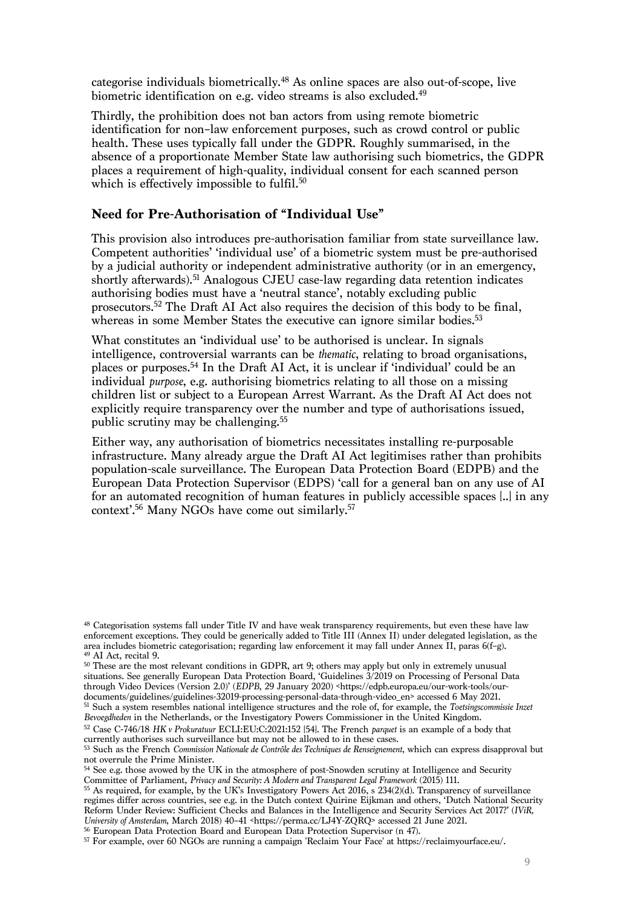categorise individuals biometrically.[48] As online spaces are also out-of-scope, live biometric identification on e.g. video streams is also excluded.[49]

Thirdly, the prohibition does not ban actors from using remote biometric identification for non-law enforcement purposes, such as crowd control or public health. These uses typically fall under the GDPR. Roughly summarised, in the absence of a proportionate Member State law authorising such biometrics, the GDPR places a requirement of high-quality, individual consent for each scanned person which is effectively impossible to fulfil.[50]

## Need for Pre-Authorisation of "Individual Use"

This provision also introduces pre-authorisation familiar from state surveillance law. Competent authorities' 'individual use' of a biometric system must be pre-authorised by a judicial authority or independent administrative authority (or in an emergency, shortly afterwards).[51] Analogous CJEU case-law regarding data retention indicates authorising bodies must have a 'neutral stance', notably excluding public prosecutors.[52] The Draft AI Act also requires the decision of this body to be final, whereas in some Member States the executive can ignore similar bodies.[53]

What constitutes an 'individual use' to be authorised is unclear. In signals intelligence, controversial warrants can be *thematic*, relating to broad organisations, places or purposes.[54] In the Draft AI Act, it is unclear if 'individual' could be an individual *purpose*, e.g. authorising biometrics relating to all those on a missing children list or subject to a European Arrest Warrant. As the Draft AI Act does not explicitly require transparency over the number and type of authorisations issued, public scrutiny may be challenging.[55]

Either way, any authorisation of biometrics necessitates installing re-purposable infrastructure. Many already argue the Draft AI Act legitimises rather than prohibits population-scale surveillance. The European Data Protection Board (EDPB) and the European Data Protection Supervisor (EDPS) 'call for a general ban on any use of AI for an automated recognition of human features in publicly accessible spaces [..] in any context'.[56] Many NGOs have come out similarly.[57]

---

[48] Categorisation systems fall under Title IV and have weak transparency requirements, but even these have law enforcement exceptions. They could be generically added to Title III (Annex II) under delegated legislation, as the area includes biometric categorisation; regarding law enforcement it may fall under Annex II, paras 6(f–g).

[49] AI Act, recital 9.

[50] These are the most relevant conditions in GDPR, art 9; others may apply but only in extremely unusual situations. See generally European Data Protection Board, 'Guidelines 3/2019 on Processing of Personal Data through Video Devices (Version 2.0)' (*EDPB*, 29 January 2020) <https://edpb.europa.eu/our-work-tools/our-documents/guidelines/guidelines-32019-processing-personal-data-through-video_en> accessed 6 May 2021.

[51] Such a system resembles national intelligence structures and the role of, for example, the *Toetsingscommissie Inzet Bevoegdheden* in the Netherlands, or the Investigatory Powers Commissioner in the United Kingdom.

[52] Case C-746/18 *HK v Prokuratuur* ECLI:EU:C:2021:152 [54]. The French *parquet* is an example of a body that currently authorises such surveillance but may not be allowed to in these cases.

[53] Such as the French *Commission Nationale de Contrôle des Techniques de Renseignement*, which can express disapproval but not overrule the Prime Minister.

[54] See e.g. those avowed by the UK in the atmosphere of post-Snowden scrutiny at Intelligence and Security Committee of Parliament, *Privacy and Security: A Modern and Transparent Legal Framework* (2015) 111.

[55] As required, for example, by the UK's Investigatory Powers Act 2016, s 234(2)(d). Transparency of surveillance regimes differ across countries, see e.g. in the Dutch context Quirine Eijkman and others, 'Dutch National Security Reform Under Review: Sufficient Checks and Balances in the Intelligence and Security Services Act 2017?' (*IViR, University of Amsterdam*, March 2018) 40–41 <https://perma.cc/LJ4Y-ZQRQ> accessed 21 June 2021.

[56] European Data Protection Board and European Data Protection Supervisor (n 47).

[57] For example, over 60 NGOs are running a campaign 'Reclaim Your Face' at https://reclaimyourface.eu/.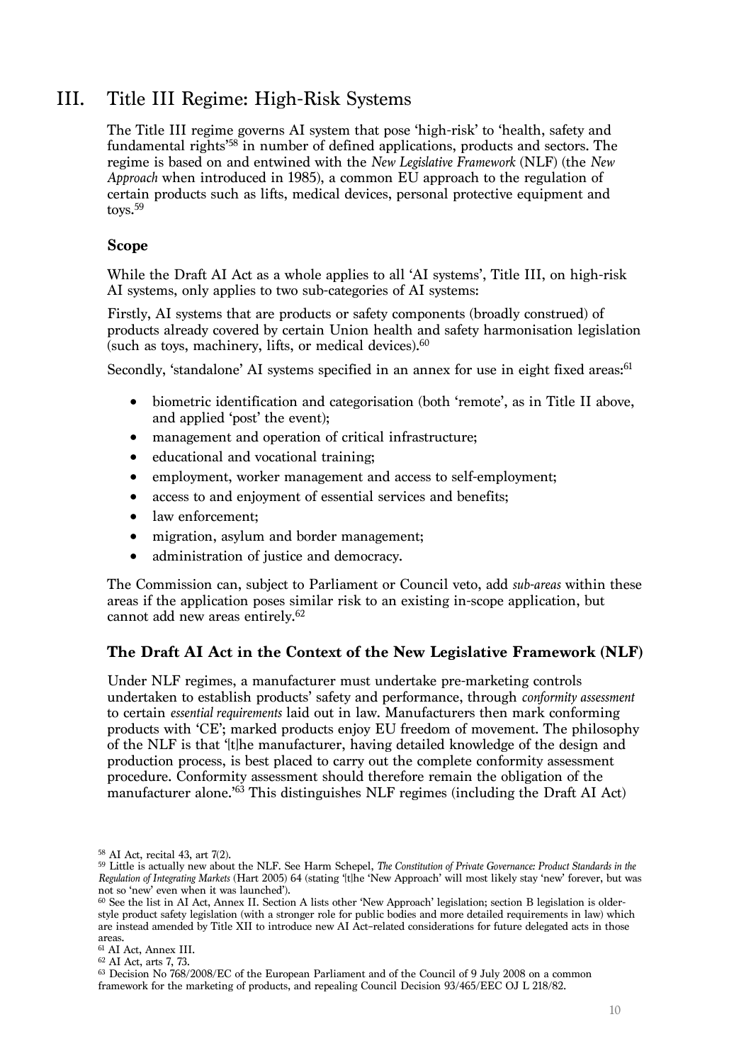## III. Title III Regime: High-Risk Systems

The Title III regime governs AI system that pose 'high-risk' to 'health, safety and fundamental rights'[58] in number of defined applications, products and sectors. The regime is based on and entwined with the *New Legislative Framework* (NLF) (the *New Approach* when introduced in 1985), a common EU approach to the regulation of certain products such as lifts, medical devices, personal protective equipment and toys.[59]

### Scope

While the Draft AI Act as a whole applies to all 'AI systems', Title III, on high-risk AI systems, only applies to two sub-categories of AI systems:

Firstly, AI systems that are products or safety components (broadly construed) of products already covered by certain Union health and safety harmonisation legislation (such as toys, machinery, lifts, or medical devices).[60]

Secondly, 'standalone' AI systems specified in an annex for use in eight fixed areas:[61]

- biometric identification and categorisation (both 'remote', as in Title II above, and applied 'post' the event);
- management and operation of critical infrastructure;
- educational and vocational training;
- employment, worker management and access to self-employment;
- access to and enjoyment of essential services and benefits;
- law enforcement;
- migration, asylum and border management;
- administration of justice and democracy.

The Commission can, subject to Parliament or Council veto, add *sub-areas* within these areas if the application poses similar risk to an existing in-scope application, but cannot add new areas entirely.[62]

### The Draft AI Act in the Context of the New Legislative Framework (NLF)

Under NLF regimes, a manufacturer must undertake pre-marketing controls undertaken to establish products' safety and performance, through *conformity assessment* to certain *essential requirements* laid out in law. Manufacturers then mark conforming products with 'CE'; marked products enjoy EU freedom of movement. The philosophy of the NLF is that '[t]he manufacturer, having detailed knowledge of the design and production process, is best placed to carry out the complete conformity assessment procedure. Conformity assessment should therefore remain the obligation of the manufacturer alone.'[63] This distinguishes NLF regimes (including the Draft AI Act)

---

[58] AI Act, recital 43, art 7(2).

[59] Little is actually new about the NLF. See Harm Schepel, *The Constitution of Private Governance: Product Standards in the Regulation of Integrating Markets* (Hart 2005) 64 (stating '[t]he 'New Approach' will most likely stay 'new' forever, but was not so 'new' even when it was launched').

[60] See the list in AI Act, Annex II. Section A lists other 'New Approach' legislation; section B legislation is older-style product safety legislation (with a stronger role for public bodies and more detailed requirements in law) which are instead amended by Title XII to introduce new AI Act–related considerations for future delegated acts in those areas.

[61] AI Act, Annex III.

[62] AI Act, arts 7, 73.

[63] Decision No 768/2008/EC of the European Parliament and of the Council of 9 July 2008 on a common framework for the marketing of products, and repealing Council Decision 93/465/EEC OJ L 218/82.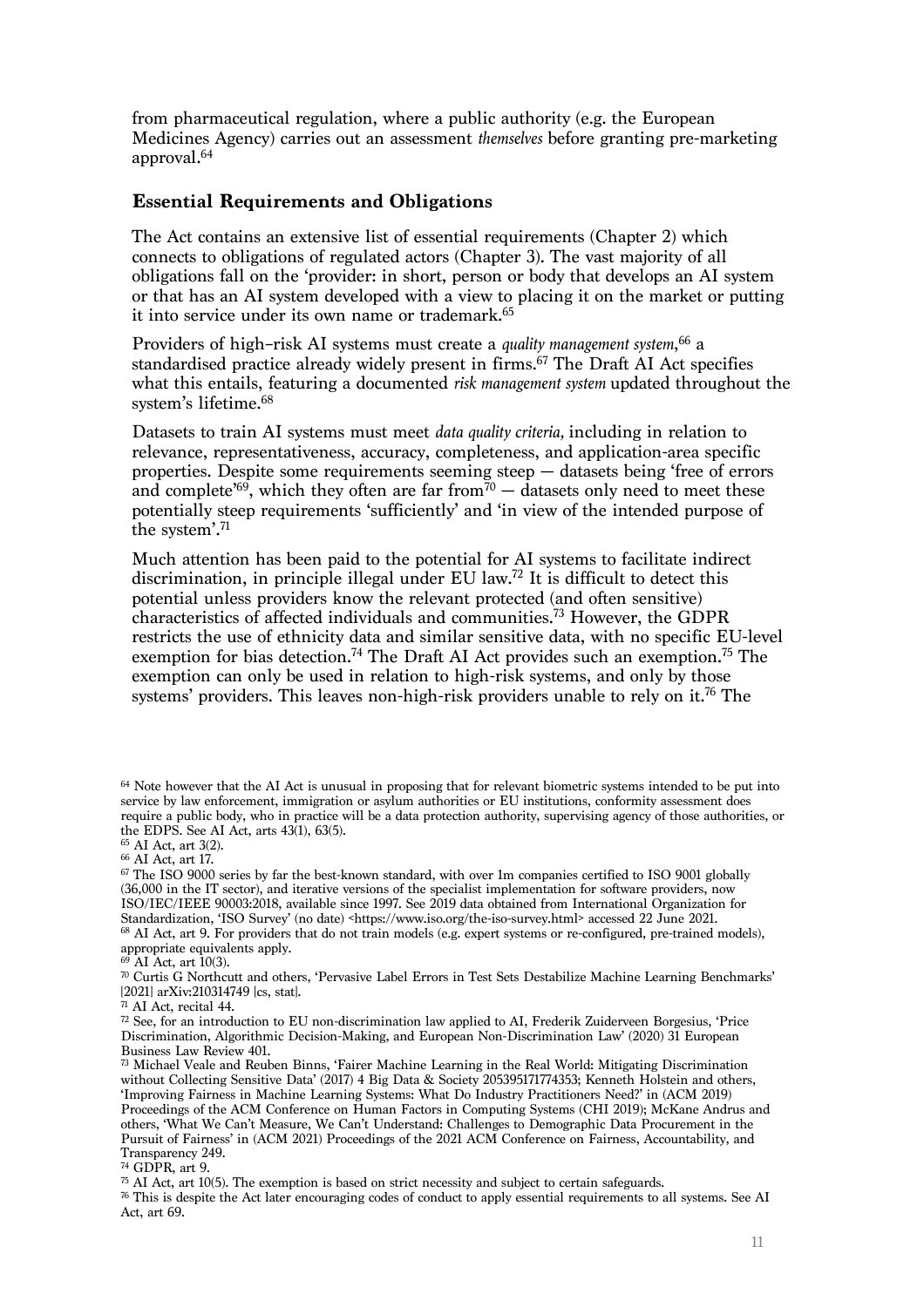from pharmaceutical regulation, where a public authority (e.g. the European Medicines Agency) carries out an assessment *themselves* before granting pre-marketing approval.[64]

### Essential Requirements and Obligations

The Act contains an extensive list of essential requirements (Chapter 2) which connects to obligations of regulated actors (Chapter 3). The vast majority of all obligations fall on the 'provider: in short, person or body that develops an AI system or that has an AI system developed with a view to placing it on the market or putting it into service under its own name or trademark.[65]

Providers of high-risk AI systems must create a *quality management system*,[66] a standardised practice already widely present in firms.[67] The Draft AI Act specifies what this entails, featuring a documented *risk management system* updated throughout the system's lifetime.[68]

Datasets to train AI systems must meet *data quality criteria*, including in relation to relevance, representativeness, accuracy, completeness, and application-area specific properties. Despite some requirements seeming steep — datasets being 'free of errors and complete'[69], which they often are far from[70] — datasets only need to meet these potentially steep requirements 'sufficiently' and 'in view of the intended purpose of the system'.[71]

Much attention has been paid to the potential for AI systems to facilitate indirect discrimination, in principle illegal under EU law.[72] It is difficult to detect this potential unless providers know the relevant protected (and often sensitive) characteristics of affected individuals and communities.[73] However, the GDPR restricts the use of ethnicity data and similar sensitive data, with no specific EU-level exemption for bias detection.[74] The Draft AI Act provides such an exemption.[75] The exemption can only be used in relation to high-risk systems, and only by those systems' providers. This leaves non-high-risk providers unable to rely on it.[76] The

---

[64] Note however that the AI Act is unusual in proposing that for relevant biometric systems intended to be put into service by law enforcement, immigration or asylum authorities or EU institutions, conformity assessment does require a public body, who in practice will be a data protection authority, supervising agency of those authorities, or the EDPS. See AI Act, arts 43(1), 63(5).

[65] AI Act, art 3(2).

[66] AI Act, art 17.

[67] The ISO 9000 series by far the best-known standard, with over 1m companies certified to ISO 9001 globally (36,000 in the IT sector), and iterative versions of the specialist implementation for software providers, now ISO/IEC/IEEE 90003:2018, available since 1997. See 2019 data obtained from International Organization for Standardization, 'ISO Survey' (no date) <https://www.iso.org/the-iso-survey.html> accessed 22 June 2021.

[68] AI Act, art 9. For providers that do not train models (e.g. expert systems or re-configured, pre-trained models), appropriate equivalents apply.

[69] AI Act, art 10(3).

[70] Curtis G Northcutt and others, 'Pervasive Label Errors in Test Sets Destabilize Machine Learning Benchmarks' [2021] arXiv:210314749 [cs, stat].

[71] AI Act, recital 44.

[72] See, for an introduction to EU non-discrimination law applied to AI, Frederik Zuiderveen Borgesius, 'Price Discrimination, Algorithmic Decision-Making, and European Non-Discrimination Law' (2020) 31 European Business Law Review 401.

[73] Michael Veale and Reuben Binns, 'Fairer Machine Learning in the Real World: Mitigating Discrimination without Collecting Sensitive Data' (2017) 4 Big Data & Society 205395171774353; Kenneth Holstein and others, 'Improving Fairness in Machine Learning Systems: What Do Industry Practitioners Need?' in (ACM 2019) Proceedings of the ACM Conference on Human Factors in Computing Systems (CHI 2019); McKane Andrus and others, 'What We Can't Measure, We Can't Understand: Challenges to Demographic Data Procurement in the Pursuit of Fairness' in (ACM 2021) Proceedings of the 2021 ACM Conference on Fairness, Accountability, and Transparency 249.

[74] GDPR, art 9.

[75] AI Act, art 10(5). The exemption is based on strict necessity and subject to certain safeguards.

[76] This is despite the Act later encouraging codes of conduct to apply essential requirements to all systems. See AI Act, art 69.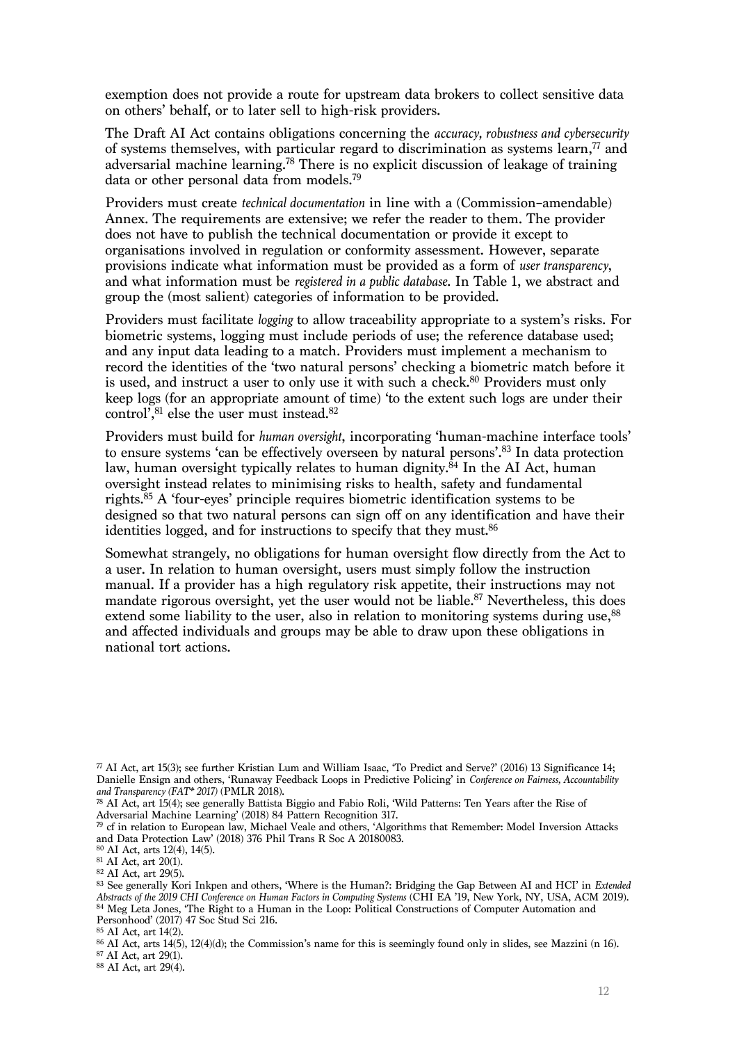exemption does not provide a route for upstream data brokers to collect sensitive data on others' behalf, or to later sell to high-risk providers.

The Draft AI Act contains obligations concerning the *accuracy, robustness and cybersecurity* of systems themselves, with particular regard to discrimination as systems learn,[77] and adversarial machine learning.[78] There is no explicit discussion of leakage of training data or other personal data from models.[79]

Providers must create *technical documentation* in line with a (Commission–amendable) Annex. The requirements are extensive; we refer the reader to them. The provider does not have to publish the technical documentation or provide it except to organisations involved in regulation or conformity assessment. However, separate provisions indicate what information must be provided as a form of *user transparency*, and what information must be *registered in a public database*. In Table 1, we abstract and group the (most salient) categories of information to be provided.

Providers must facilitate *logging* to allow traceability appropriate to a system's risks. For biometric systems, logging must include periods of use; the reference database used; and any input data leading to a match. Providers must implement a mechanism to record the identities of the 'two natural persons' checking a biometric match before it is used, and instruct a user to only use it with such a check.[80] Providers must only keep logs (for an appropriate amount of time) 'to the extent such logs are under their control',[81] else the user must instead.[82]

Providers must build for *human oversight*, incorporating 'human-machine interface tools' to ensure systems 'can be effectively overseen by natural persons'.[83] In data protection law, human oversight typically relates to human dignity.[84] In the AI Act, human oversight instead relates to minimising risks to health, safety and fundamental rights.[85] A 'four-eyes' principle requires biometric identification systems to be designed so that two natural persons can sign off on any identification and have their identities logged, and for instructions to specify that they must.[86]

Somewhat strangely, no obligations for human oversight flow directly from the Act to a user. In relation to human oversight, users must simply follow the instruction manual. If a provider has a high regulatory risk appetite, their instructions may not mandate rigorous oversight, yet the user would not be liable.[87] Nevertheless, this does extend some liability to the user, also in relation to monitoring systems during use,[88] and affected individuals and groups may be able to draw upon these obligations in national tort actions.

---

[77] AI Act, art 15(3); see further Kristian Lum and William Isaac, 'To Predict and Serve?' (2016) 13 Significance 14; Danielle Ensign and others, 'Runaway Feedback Loops in Predictive Policing' in *Conference on Fairness, Accountability and Transparency (FAT* 2017)* (PMLR 2018).

[78] AI Act, art 15(4); see generally Battista Biggio and Fabio Roli, 'Wild Patterns: Ten Years after the Rise of Adversarial Machine Learning' (2018) 84 Pattern Recognition 317.

[79] cf in relation to European law, Michael Veale and others, 'Algorithms that Remember: Model Inversion Attacks and Data Protection Law' (2018) 376 Phil Trans R Soc A 20180083.

[80] AI Act, arts 12(4), 14(5).

[81] AI Act, art 20(1).

[82] AI Act, art 29(5).

[83] See generally Kori Inkpen and others, 'Where is the Human?: Bridging the Gap Between AI and HCI' in *Extended Abstracts of the 2019 CHI Conference on Human Factors in Computing Systems* (CHI EA '19, New York, NY, USA, ACM 2019).

[84] Meg Leta Jones, 'The Right to a Human in the Loop: Political Constructions of Computer Automation and Personhood' (2017) 47 Soc Stud Sci 216.

[85] AI Act, art 14(2).

[86] AI Act, arts 14(5), 12(4)(d); the Commission's name for this is seemingly found only in slides, see Mazzini (n 16).

[87] AI Act, art 29(1).

[88] AI Act, art 29(4).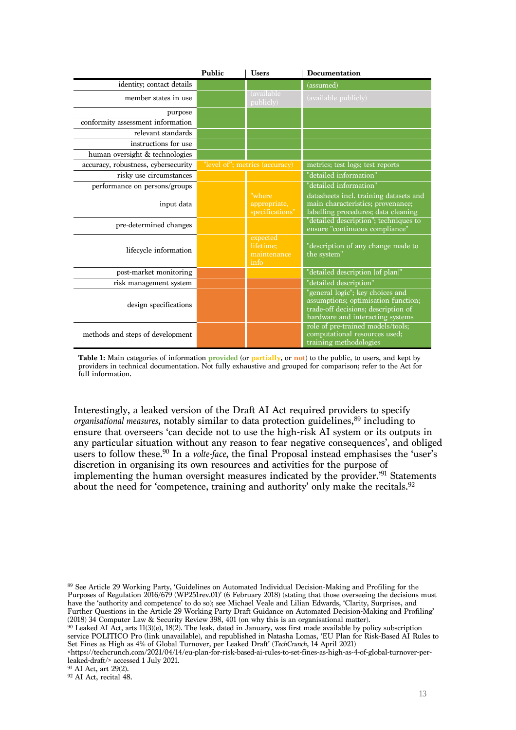| | Public | Users | Documentation |
|---|---|---|---|
| identity; contact details | | | (assumed) |
| member states in use | | (available publicly) | (available publicly) |
| purpose | | | |
| conformity assessment information | | | |
| relevant standards | | | |
| instructions for use | | | |
| human oversight & technologies | | | |
| accuracy, robustness, cybersecurity | "level of"; metrics (accuracy) | | metrics; test logs; test reports |
| risky use circumstances | | | "detailed information" |
| performance on persons/groups | | | "detailed information" |
| input data | | "where appropriate, specifications" | datasheets incl. training datasets and main characteristics; provenance; labelling procedures; data cleaning |
| pre-determined changes | | | "detailed description"; techniques to ensure "continuous compliance" |
| lifecycle information | | expected lifetime; maintenance info | "description of any change made to the system" |
| post-market monitoring | | | "detailed description [of plan]" |
| risk management system | | | "detailed description" |
| design specifications | | | "general logic"; key choices and assumptions; optimisation function; trade-off decisions; description of hardware and interacting systems |
| methods and steps of development | | | role of pre-trained models/tools; computational resources used; training methodologies |

**Table 1**: Main categories of information provided (or partially, or not) to the public, to users, and kept by providers in technical documentation. Not fully exhaustive and grouped for comparison; refer to the Act for full information.

Interestingly, a leaked version of the Draft AI Act required providers to specify *organisational measures*, notably similar to data protection guidelines,[89] including to ensure that overseers 'can decide not to use the high-risk AI system or its outputs in any particular situation without any reason to fear negative consequences', and obliged users to follow these.[90] In a *volte-face*, the final Proposal instead emphasises the 'user's discretion in organising its own resources and activities for the purpose of implementing the human oversight measures indicated by the provider.'[91] Statements about the need for 'competence, training and authority' only make the recitals.[92]

[89] See Article 29 Working Party, 'Guidelines on Automated Individual Decision-Making and Profiling for the Purposes of Regulation 2016/679 (WP251rev.01)' (6 February 2018) (stating that those overseeing the decisions must have the 'authority and competence' to do so); see Michael Veale and Lilian Edwards, 'Clarity, Surprises, and Further Questions in the Article 29 Working Party Draft Guidance on Automated Decision-Making and Profiling' (2018) 34 Computer Law & Security Review 398, 401 (on why this is an organisational matter).

[90] Leaked AI Act, arts 11(3)(e), 18(2). The leak, dated in January, was first made available by policy subscription service POLITICO Pro (link unavailable), and republished in Natasha Lomas, 'EU Plan for Risk-Based AI Rules to Set Fines as High as 4% of Global Turnover, per Leaked Draft' (*TechCrunch*, 14 April 2021) <https://techcrunch.com/2021/04/14/eu-plan-for-risk-based-ai-rules-to-set-fines-as-high-as-4-of-global-turnover-per-leaked-draft/> accessed 1 July 2021.

[91] AI Act, art 29(2).

[92] AI Act, recital 48.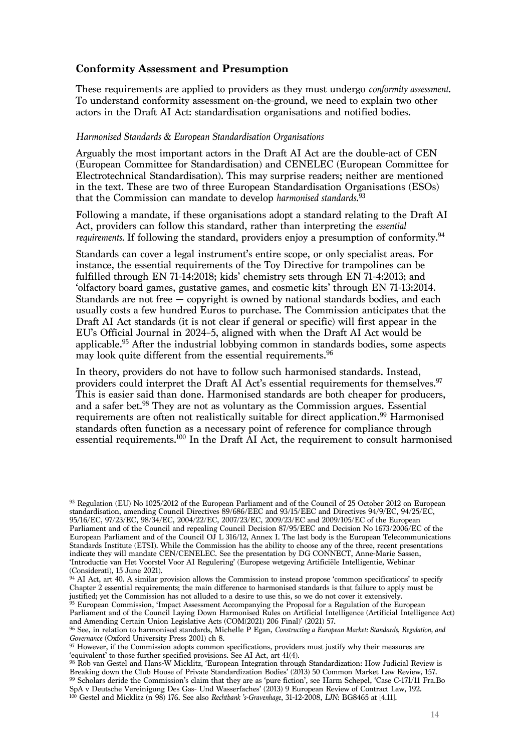### Conformity Assessment and Presumption

These requirements are applied to providers as they must undergo *conformity assessment*. To understand conformity assessment on-the-ground, we need to explain two other actors in the Draft AI Act: standardisation organisations and notified bodies.

#### *Harmonised Standards & European Standardisation Organisations*

Arguably the most important actors in the Draft AI Act are the double-act of CEN (European Committee for Standardisation) and CENELEC (European Committee for Electrotechnical Standardisation). This may surprise readers; neither are mentioned in the text. These are two of three European Standardisation Organisations (ESOs) that the Commission can mandate to develop *harmonised standards*.[93]

Following a mandate, if these organisations adopt a standard relating to the Draft AI Act, providers can follow this standard, rather than interpreting the *essential requirements*. If following the standard, providers enjoy a presumption of conformity.[94]

Standards can cover a legal instrument's entire scope, or only specialist areas. For instance, the essential requirements of the Toy Directive for trampolines can be fulfilled through EN 71-14:2018; kids' chemistry sets through EN 71-4:2013; and 'olfactory board games, gustative games, and cosmetic kits' through EN 71-13:2014. Standards are not free — copyright is owned by national standards bodies, and each usually costs a few hundred Euros to purchase. The Commission anticipates that the Draft AI Act standards (it is not clear if general or specific) will first appear in the EU's Official Journal in 2024–5, aligned with when the Draft AI Act would be applicable.[95] After the industrial lobbying common in standards bodies, some aspects may look quite different from the essential requirements.[96]

In theory, providers do not have to follow such harmonised standards. Instead, providers could interpret the Draft AI Act's essential requirements for themselves.[97] This is easier said than done. Harmonised standards are both cheaper for producers, and a safer bet.[98] They are not as voluntary as the Commission argues. Essential requirements are often not realistically suitable for direct application.[99] Harmonised standards often function as a necessary point of reference for compliance through essential requirements.[100] In the Draft AI Act, the requirement to consult harmonised

---

[93] Regulation (EU) No 1025/2012 of the European Parliament and of the Council of 25 October 2012 on European standardisation, amending Council Directives 89/686/EEC and 93/15/EEC and Directives 94/9/EC, 94/25/EC, 95/16/EC, 97/23/EC, 98/34/EC, 2004/22/EC, 2007/23/EC, 2009/23/EC and 2009/105/EC of the European Parliament and of the Council and repealing Council Decision 87/95/EEC and Decision No 1673/2006/EC of the European Parliament and of the Council OJ L 316/12, Annex I. The last body is the European Telecommunications Standards Institute (ETSI). While the Commission has the ability to choose any of the three, recent presentations indicate they will mandate CEN/CENELEC. See the presentation by DG CONNECT, Anne-Marie Sassen, 'Introductie van Het Voorstel Voor AI Regulering' (Europese wetgeving Artificiële Intelligentie, Webinar (Considerati), 15 June 2021).

[94] AI Act, art 40. A similar provision allows the Commission to instead propose 'common specifications' to specify Chapter 2 essential requirements; the main difference to harmonised standards is that failure to apply must be justified; yet the Commission has not alluded to a desire to use this, so we do not cover it extensively.

[95] European Commission, 'Impact Assessment Accompanying the Proposal for a Regulation of the European Parliament and of the Council Laying Down Harmonised Rules on Artificial Intelligence (Artificial Intelligence Act) and Amending Certain Union Legislative Acts (COM(2021) 206 Final)' (2021) 57.

[96] See, in relation to harmonised standards, Michelle P Egan, *Constructing a European Market: Standards, Regulation, and Governance* (Oxford University Press 2001) ch 8.

[97] However, if the Commission adopts common specifications, providers must justify why their measures are 'equivalent' to those further specified provisions. See AI Act, art 41(4).

[98] Rob van Gestel and Hans-W Micklitz, 'European Integration through Standardization: How Judicial Review is Breaking down the Club House of Private Standardization Bodies' (2013) 50 Common Market Law Review, 157.

[99] Scholars deride the Commission's claim that they are as 'pure fiction', see Harm Schepel, 'Case C-171/11 Fra.Bo SpA v Deutsche Vereinigung Des Gas- Und Wasserfaches' (2013) 9 European Review of Contract Law, 192.

[100] Gestel and Micklitz (n 98) 176. See also *Rechtbank 's-Gravenhage*, 31-12-2008, *LJN*: BG8465 at [4.11].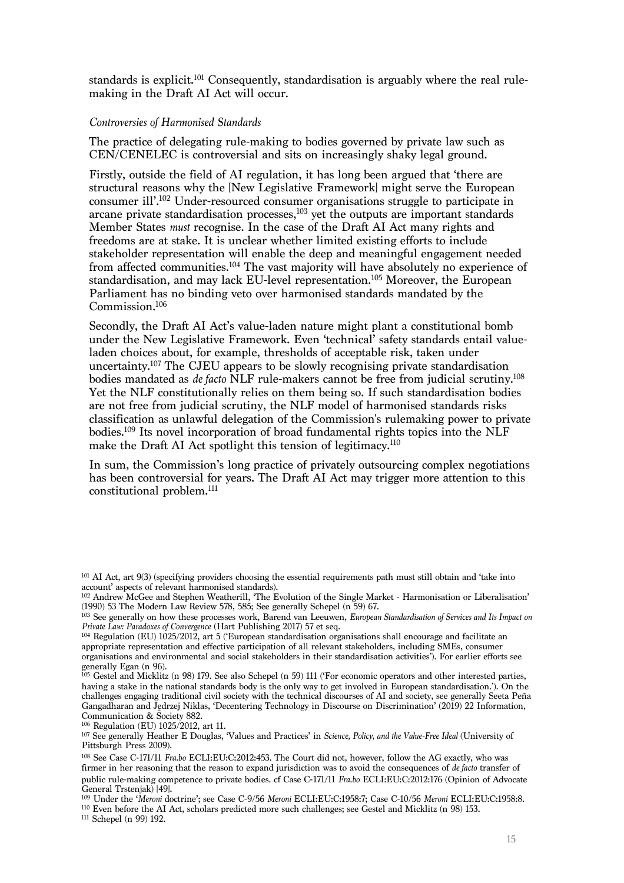standards is explicit.[101] Consequently, standardisation is arguably where the real rule-making in the Draft AI Act will occur.

### *Controversies of Harmonised Standards*

The practice of delegating rule-making to bodies governed by private law such as CEN/CENELEC is controversial and sits on increasingly shaky legal ground.

Firstly, outside the field of AI regulation, it has long been argued that 'there are structural reasons why the [New Legislative Framework] might serve the European consumer ill'.[102] Under-resourced consumer organisations struggle to participate in arcane private standardisation processes,[103] yet the outputs are important standards Member States *must* recognise. In the case of the Draft AI Act many rights and freedoms are at stake. It is unclear whether limited existing efforts to include stakeholder representation will enable the deep and meaningful engagement needed from affected communities.[104] The vast majority will have absolutely no experience of standardisation, and may lack EU-level representation.[105] Moreover, the European Parliament has no binding veto over harmonised standards mandated by the Commission.[106]

Secondly, the Draft AI Act's value-laden nature might plant a constitutional bomb under the New Legislative Framework. Even 'technical' safety standards entail value-laden choices about, for example, thresholds of acceptable risk, taken under uncertainty.[107] The CJEU appears to be slowly recognising private standardisation bodies mandated as *de facto* NLF rule-makers cannot be free from judicial scrutiny.[108] Yet the NLF constitutionally relies on them being so. If such standardisation bodies are not free from judicial scrutiny, the NLF model of harmonised standards risks classification as unlawful delegation of the Commission's rulemaking power to private bodies.[109] Its novel incorporation of broad fundamental rights topics into the NLF make the Draft AI Act spotlight this tension of legitimacy.[110]

In sum, the Commission's long practice of privately outsourcing complex negotiations has been controversial for years. The Draft AI Act may trigger more attention to this constitutional problem.[111]

---

[101] AI Act, art 9(3) (specifying providers choosing the essential requirements path must still obtain and 'take into account' aspects of relevant harmonised standards).

[102] Andrew McGee and Stephen Weatherill, 'The Evolution of the Single Market - Harmonisation or Liberalisation' (1990) 53 The Modern Law Review 578, 585; See generally Schepel (n 59) 67.

[103] See generally on how these processes work, Barend van Leeuwen, *European Standardisation of Services and Its Impact on Private Law: Paradoxes of Convergence* (Hart Publishing 2017) 57 et seq.

[104] Regulation (EU) 1025/2012, art 5 ('European standardisation organisations shall encourage and facilitate an appropriate representation and effective participation of all relevant stakeholders, including SMEs, consumer organisations and environmental and social stakeholders in their standardisation activities'). For earlier efforts see generally Egan (n 96).

[105] Gestel and Micklitz (n 98) 179. See also Schepel (n 59) 111 ('For economic operators and other interested parties, having a stake in the national standards body is the only way to get involved in European standardisation.'). On the challenges engaging traditional civil society with the technical discourses of AI and society, see generally Seeta Peña Gangadharan and Jędrzej Niklas, 'Decentering Technology in Discourse on Discrimination' (2019) 22 Information, Communication & Society 882.

[106] Regulation (EU) 1025/2012, art 11.

[107] See generally Heather E Douglas, 'Values and Practices' in *Science, Policy, and the Value-Free Ideal* (University of Pittsburgh Press 2009).

[108] See Case C-171/11 *Fra.bo* ECLI:EU:C:2012:453. The Court did not, however, follow the AG exactly, who was firmer in her reasoning that the reason to expand jurisdiction was to avoid the consequences of *de facto* transfer of public rule-making competence to private bodies. cf Case C-171/11 *Fra.bo* ECLI:EU:C:2012:176 (Opinion of Advocate General Trstenjak) [49].

[109] Under the '*Meroni* doctrine'; see Case C-9/56 *Meroni* ECLI:EU:C:1958:7; Case C-10/56 *Meroni* ECLI:EU:C:1958:8.

[110] Even before the AI Act, scholars predicted more such challenges; see Gestel and Micklitz (n 98) 153.

[111] Schepel (n 99) 192.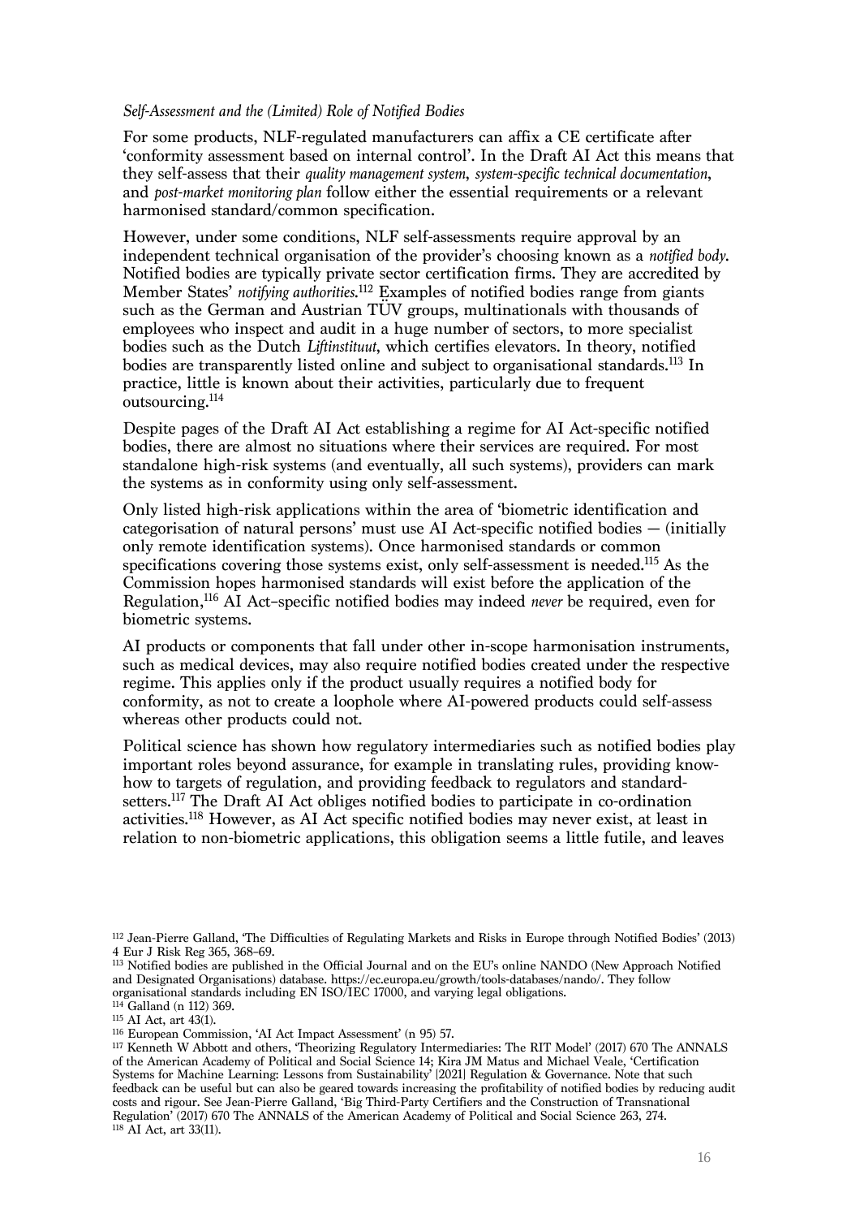### *Self-Assessment and the (Limited) Role of Notified Bodies*

For some products, NLF-regulated manufacturers can affix a CE certificate after 'conformity assessment based on internal control'. In the Draft AI Act this means that they self-assess that their *quality management system*, *system-specific technical documentation*, and *post-market monitoring plan* follow either the essential requirements or a relevant harmonised standard/common specification.

However, under some conditions, NLF self-assessments require approval by an independent technical organisation of the provider's choosing known as a *notified body*. Notified bodies are typically private sector certification firms. They are accredited by Member States' *notifying authorities*.[112] Examples of notified bodies range from giants such as the German and Austrian TÜV groups, multinationals with thousands of employees who inspect and audit in a huge number of sectors, to more specialist bodies such as the Dutch *Liftinstituut*, which certifies elevators. In theory, notified bodies are transparently listed online and subject to organisational standards.[113] In practice, little is known about their activities, particularly due to frequent outsourcing.[114]

Despite pages of the Draft AI Act establishing a regime for AI Act-specific notified bodies, there are almost no situations where their services are required. For most standalone high-risk systems (and eventually, all such systems), providers can mark the systems as in conformity using only self-assessment.

Only listed high-risk applications within the area of 'biometric identification and categorisation of natural persons' must use AI Act-specific notified bodies — (initially only remote identification systems). Once harmonised standards or common specifications covering those systems exist, only self-assessment is needed.[115] As the Commission hopes harmonised standards will exist before the application of the Regulation,[116] AI Act–specific notified bodies may indeed *never* be required, even for biometric systems.

AI products or components that fall under other in-scope harmonisation instruments, such as medical devices, may also require notified bodies created under the respective regime. This applies only if the product usually requires a notified body for conformity, as not to create a loophole where AI-powered products could self-assess whereas other products could not.

Political science has shown how regulatory intermediaries such as notified bodies play important roles beyond assurance, for example in translating rules, providing know-how to targets of regulation, and providing feedback to regulators and standard-setters.[117] The Draft AI Act obliges notified bodies to participate in co-ordination activities.[118] However, as AI Act specific notified bodies may never exist, at least in relation to non-biometric applications, this obligation seems a little futile, and leaves

---

[112] Jean-Pierre Galland, 'The Difficulties of Regulating Markets and Risks in Europe through Notified Bodies' (2013) 4 Eur J Risk Reg 365, 368–69.

[113] Notified bodies are published in the Official Journal and on the EU's online NANDO (New Approach Notified and Designated Organisations) database. https://ec.europa.eu/growth/tools-databases/nando/. They follow organisational standards including EN ISO/IEC 17000, and varying legal obligations.

[114] Galland (n 112) 369.

[115] AI Act, art 43(1).

[116] European Commission, 'AI Act Impact Assessment' (n 95) 57.

[117] Kenneth W Abbott and others, 'Theorizing Regulatory Intermediaries: The RIT Model' (2017) 670 The ANNALS of the American Academy of Political and Social Science 14; Kira JM Matus and Michael Veale, 'Certification Systems for Machine Learning: Lessons from Sustainability' [2021] Regulation & Governance. Note that such feedback can be useful but can also be geared towards increasing the profitability of notified bodies by reducing audit costs and rigour. See Jean-Pierre Galland, 'Big Third-Party Certifiers and the Construction of Transnational Regulation' (2017) 670 The ANNALS of the American Academy of Political and Social Science 263, 274.

[118] AI Act, art 33(11).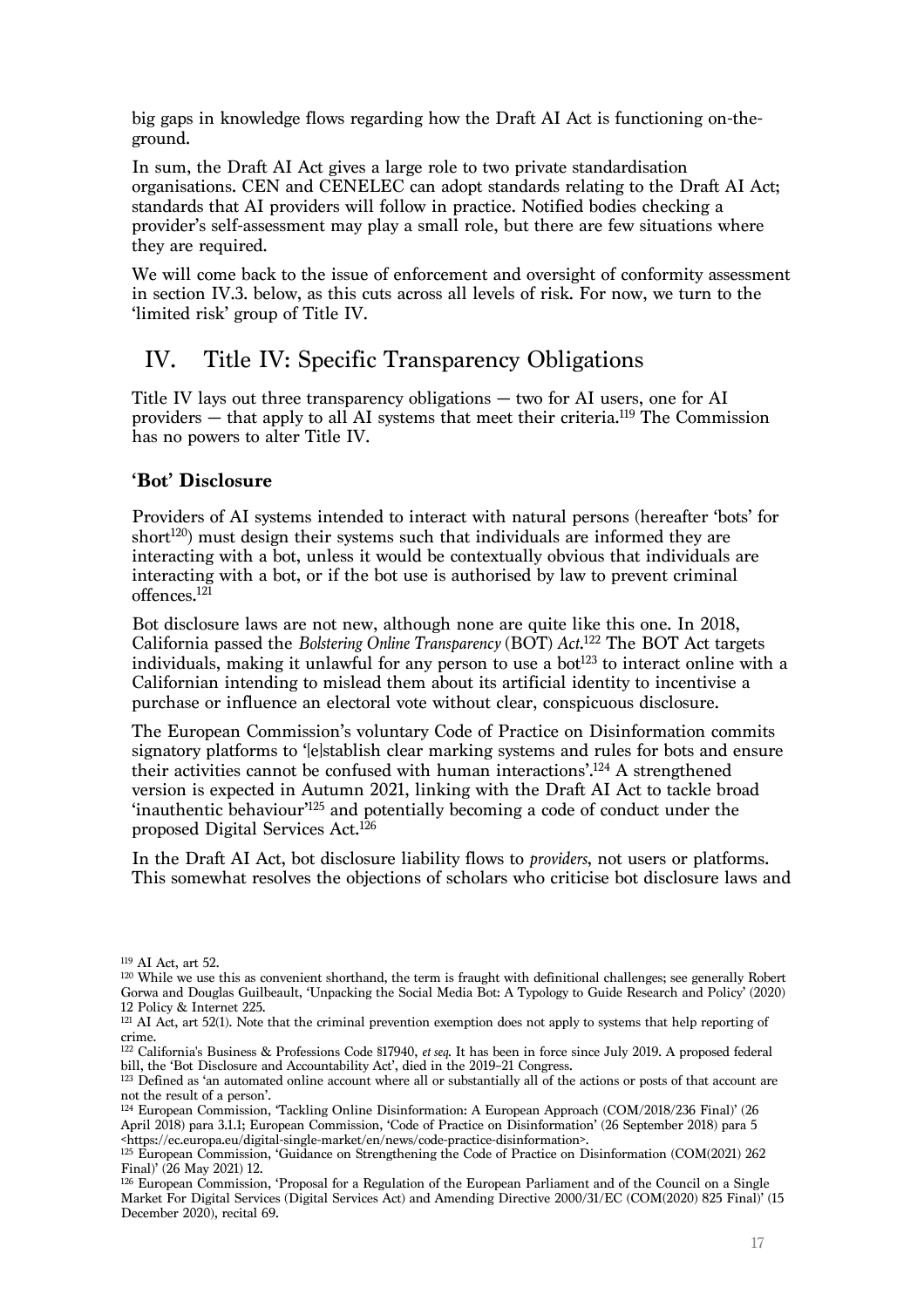big gaps in knowledge flows regarding how the Draft AI Act is functioning on-the-ground.

In sum, the Draft AI Act gives a large role to two private standardisation organisations. CEN and CENELEC can adopt standards relating to the Draft AI Act; standards that AI providers will follow in practice. Notified bodies checking a provider's self-assessment may play a small role, but there are few situations where they are required.

We will come back to the issue of enforcement and oversight of conformity assessment in section IV.3. below, as this cuts across all levels of risk. For now, we turn to the 'limited risk' group of Title IV.

## IV. Title IV: Specific Transparency Obligations

Title IV lays out three transparency obligations — two for AI users, one for AI providers — that apply to all AI systems that meet their criteria.[119] The Commission has no powers to alter Title IV.

### 'Bot' Disclosure

Providers of AI systems intended to interact with natural persons (hereafter 'bots' for short[120]) must design their systems such that individuals are informed they are interacting with a bot, unless it would be contextually obvious that individuals are interacting with a bot, or if the bot use is authorised by law to prevent criminal offences.[121]

Bot disclosure laws are not new, although none are quite like this one. In 2018, California passed the *Bolstering Online Transparency* (BOT) *Act*.[122] The BOT Act targets individuals, making it unlawful for any person to use a bot[123] to interact online with a Californian intending to mislead them about its artificial identity to incentivise a purchase or influence an electoral vote without clear, conspicuous disclosure.

The European Commission's voluntary Code of Practice on Disinformation commits signatory platforms to '[e]stablish clear marking systems and rules for bots and ensure their activities cannot be confused with human interactions'.[124] A strengthened version is expected in Autumn 2021, linking with the Draft AI Act to tackle broad 'inauthentic behaviour'[125] and potentially becoming a code of conduct under the proposed Digital Services Act.[126]

In the Draft AI Act, bot disclosure liability flows to *providers*, not users or platforms. This somewhat resolves the objections of scholars who criticise bot disclosure laws and

---

[119] AI Act, art 52.

[120] While we use this as convenient shorthand, the term is fraught with definitional challenges; see generally Robert Gorwa and Douglas Guilbeault, 'Unpacking the Social Media Bot: A Typology to Guide Research and Policy' (2020) 12 Policy & Internet 225.

[121] AI Act, art 52(1). Note that the criminal prevention exemption does not apply to systems that help reporting of crime.

[122] California's Business & Professions Code §17940, *et seq*. It has been in force since July 2019. A proposed federal bill, the 'Bot Disclosure and Accountability Act', died in the 2019–21 Congress.

[123] Defined as 'an automated online account where all or substantially all of the actions or posts of that account are not the result of a person'.

[124] European Commission, 'Tackling Online Disinformation: A European Approach (COM/2018/236 Final)' (26 April 2018) para 3.1.1; European Commission, 'Code of Practice on Disinformation' (26 September 2018) para 5 <https://ec.europa.eu/digital-single-market/en/news/code-practice-disinformation>.

[125] European Commission, 'Guidance on Strengthening the Code of Practice on Disinformation (COM(2021) 262 Final)' (26 May 2021) 12.

[126] European Commission, 'Proposal for a Regulation of the European Parliament and of the Council on a Single Market For Digital Services (Digital Services Act) and Amending Directive 2000/31/EC (COM(2020) 825 Final)' (15 December 2020), recital 69.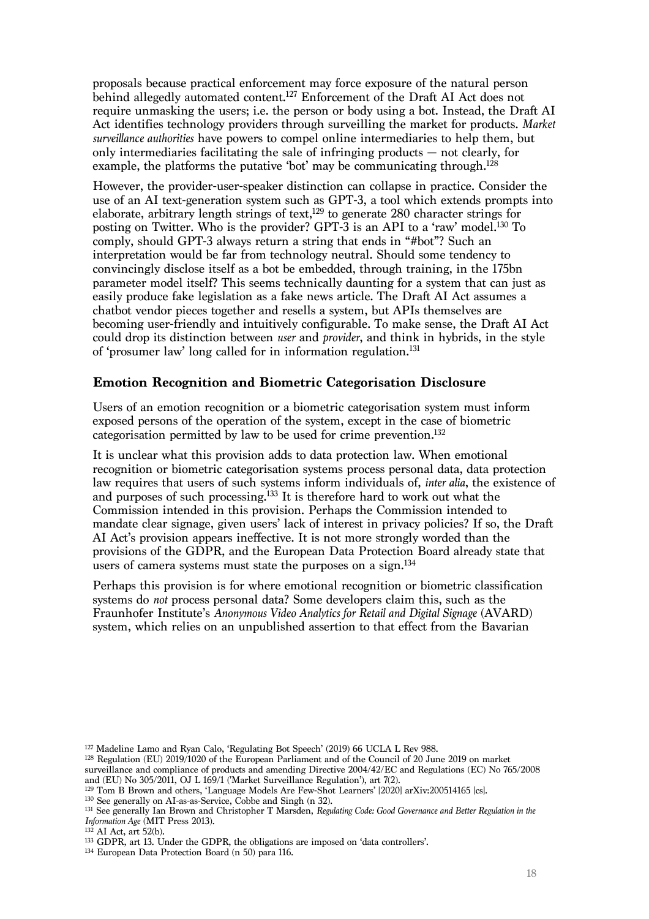proposals because practical enforcement may force exposure of the natural person behind allegedly automated content.[127] Enforcement of the Draft AI Act does not require unmasking the users; i.e. the person or body using a bot. Instead, the Draft AI Act identifies technology providers through surveilling the market for products. *Market surveillance authorities* have powers to compel online intermediaries to help them, but only intermediaries facilitating the sale of infringing products — not clearly, for example, the platforms the putative 'bot' may be communicating through.[128]

However, the provider-user-speaker distinction can collapse in practice. Consider the use of an AI text-generation system such as GPT-3, a tool which extends prompts into elaborate, arbitrary length strings of text,[129] to generate 280 character strings for posting on Twitter. Who is the provider? GPT-3 is an API to a 'raw' model.[130] To comply, should GPT-3 always return a string that ends in "#bot"? Such an interpretation would be far from technology neutral. Should some tendency to convincingly disclose itself as a bot be embedded, through training, in the 175bn parameter model itself? This seems technically daunting for a system that can just as easily produce fake legislation as a fake news article. The Draft AI Act assumes a chatbot vendor pieces together and resells a system, but APIs themselves are becoming user-friendly and intuitively configurable. To make sense, the Draft AI Act could drop its distinction between *user* and *provider*, and think in hybrids, in the style of 'prosumer law' long called for in information regulation.[131]

### Emotion Recognition and Biometric Categorisation Disclosure

Users of an emotion recognition or a biometric categorisation system must inform exposed persons of the operation of the system, except in the case of biometric categorisation permitted by law to be used for crime prevention.[132]

It is unclear what this provision adds to data protection law. When emotional recognition or biometric categorisation systems process personal data, data protection law requires that users of such systems inform individuals of, *inter alia*, the existence of and purposes of such processing.[133] It is therefore hard to work out what the Commission intended in this provision. Perhaps the Commission intended to mandate clear signage, given users' lack of interest in privacy policies? If so, the Draft AI Act's provision appears ineffective. It is not more strongly worded than the provisions of the GDPR, and the European Data Protection Board already state that users of camera systems must state the purposes on a sign.[134]

Perhaps this provision is for where emotional recognition or biometric classification systems do *not* process personal data? Some developers claim this, such as the Fraunhofer Institute's *Anonymous Video Analytics for Retail and Digital Signage* (AVARD) system, which relies on an unpublished assertion to that effect from the Bavarian

---

[127] Madeline Lamo and Ryan Calo, 'Regulating Bot Speech' (2019) 66 UCLA L Rev 988.

[128] Regulation (EU) 2019/1020 of the European Parliament and of the Council of 20 June 2019 on market surveillance and compliance of products and amending Directive 2004/42/EC and Regulations (EC) No 765/2008 and (EU) No 305/2011, OJ L 169/1 ('Market Surveillance Regulation'), art 7(2).

[129] Tom B Brown and others, 'Language Models Are Few-Shot Learners' [2020] arXiv:200514165 [cs].

[130] See generally on AI-as-as-Service, Cobbe and Singh (n 32).

[131] See generally Ian Brown and Christopher T Marsden, *Regulating Code: Good Governance and Better Regulation in the Information Age* (MIT Press 2013).

[132] AI Act, art 52(b).

[133] GDPR, art 13. Under the GDPR, the obligations are imposed on 'data controllers'.

[134] European Data Protection Board (n 50) para 116.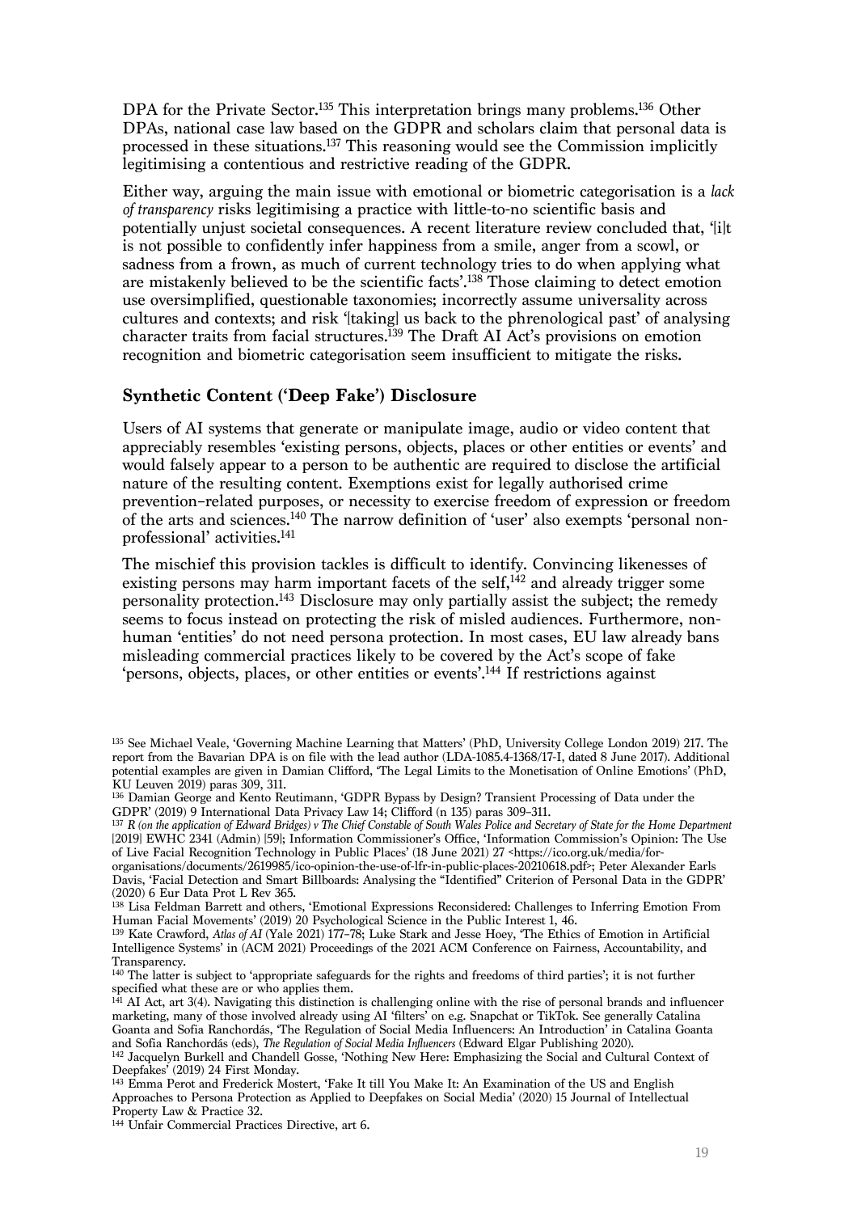DPA for the Private Sector.[135] This interpretation brings many problems.[136] Other DPAs, national case law based on the GDPR and scholars claim that personal data is processed in these situations.[137] This reasoning would see the Commission implicitly legitimising a contentious and restrictive reading of the GDPR.

Either way, arguing the main issue with emotional or biometric categorisation is a *lack of transparency* risks legitimising a practice with little-to-no scientific basis and potentially unjust societal consequences. A recent literature review concluded that, '[i]t is not possible to confidently infer happiness from a smile, anger from a scowl, or sadness from a frown, as much of current technology tries to do when applying what are mistakenly believed to be the scientific facts'.[138] Those claiming to detect emotion use oversimplified, questionable taxonomies; incorrectly assume universality across cultures and contexts; and risk '[taking] us back to the phrenological past' of analysing character traits from facial structures.[139] The Draft AI Act's provisions on emotion recognition and biometric categorisation seem insufficient to mitigate the risks.

### Synthetic Content ('Deep Fake') Disclosure

Users of AI systems that generate or manipulate image, audio or video content that appreciably resembles 'existing persons, objects, places or other entities or events' and would falsely appear to a person to be authentic are required to disclose the artificial nature of the resulting content. Exemptions exist for legally authorised crime prevention–related purposes, or necessity to exercise freedom of expression or freedom of the arts and sciences.[140] The narrow definition of 'user' also exempts 'personal non-professional' activities.[141]

The mischief this provision tackles is difficult to identify. Convincing likenesses of existing persons may harm important facets of the self,[142] and already trigger some personality protection.[143] Disclosure may only partially assist the subject; the remedy seems to focus instead on protecting the risk of misled audiences. Furthermore, non-human 'entities' do not need persona protection. In most cases, EU law already bans misleading commercial practices likely to be covered by the Act's scope of fake 'persons, objects, places, or other entities or events'.[144] If restrictions against

---

[135] See Michael Veale, 'Governing Machine Learning that Matters' (PhD, University College London 2019) 217. The report from the Bavarian DPA is on file with the lead author (LDA-1085.4-1368/17-I, dated 8 June 2017). Additional potential examples are given in Damian Clifford, 'The Legal Limits to the Monetisation of Online Emotions' (PhD, KU Leuven 2019) paras 309, 311.

[136] Damian George and Kento Reutimann, 'GDPR Bypass by Design? Transient Processing of Data under the GDPR' (2019) 9 International Data Privacy Law 14; Clifford (n 135) paras 309–311.

[137] *R (on the application of Edward Bridges) v The Chief Constable of South Wales Police and Secretary of State for the Home Department* [2019] EWHC 2341 (Admin) [59]; Information Commissioner's Office, 'Information Commission's Opinion: The Use of Live Facial Recognition Technology in Public Places' (18 June 2021) 27 <https://ico.org.uk/media/for-organisations/documents/2619985/ico-opinion-the-use-of-lfr-in-public-places-20210618.pdf>; Peter Alexander Earls Davis, 'Facial Detection and Smart Billboards: Analysing the "Identified" Criterion of Personal Data in the GDPR' (2020) 6 Eur Data Prot L Rev 365.

[138] Lisa Feldman Barrett and others, 'Emotional Expressions Reconsidered: Challenges to Inferring Emotion From Human Facial Movements' (2019) 20 Psychological Science in the Public Interest 1, 46.

[139] Kate Crawford, *Atlas of AI* (Yale 2021) 177–78; Luke Stark and Jesse Hoey, 'The Ethics of Emotion in Artificial Intelligence Systems' in (ACM 2021) Proceedings of the 2021 ACM Conference on Fairness, Accountability, and Transparency.

[140] The latter is subject to 'appropriate safeguards for the rights and freedoms of third parties'; it is not further specified what these are or who applies them.

[141] AI Act, art 3(4). Navigating this distinction is challenging online with the rise of personal brands and influencer marketing, many of those involved already using AI 'filters' on e.g. Snapchat or TikTok. See generally Catalina Goanta and Sofia Ranchordás, 'The Regulation of Social Media Influencers: An Introduction' in Catalina Goanta and Sofia Ranchordás (eds), *The Regulation of Social Media Influencers* (Edward Elgar Publishing 2020).

[142] Jacquelyn Burkell and Chandell Gosse, 'Nothing New Here: Emphasizing the Social and Cultural Context of Deepfakes' (2019) 24 First Monday.

[143] Emma Perot and Frederick Mostert, 'Fake It till You Make It: An Examination of the US and English Approaches to Persona Protection as Applied to Deepfakes on Social Media' (2020) 15 Journal of Intellectual Property Law & Practice 32.

[144] Unfair Commercial Practices Directive, art 6.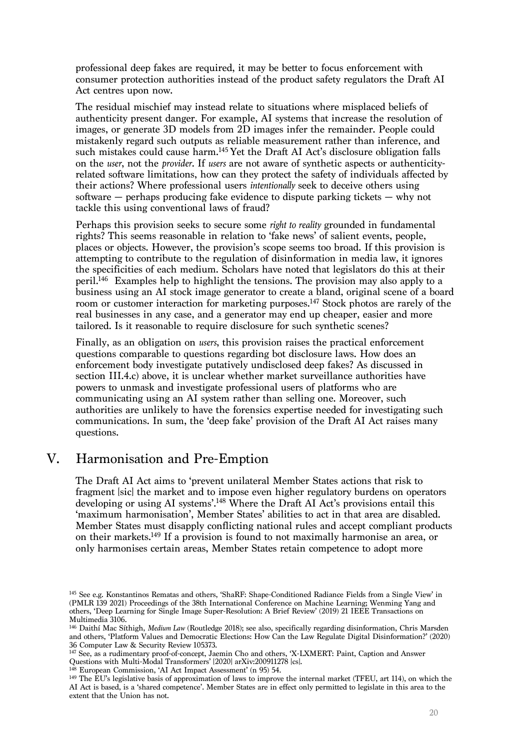professional deep fakes are required, it may be better to focus enforcement with consumer protection authorities instead of the product safety regulators the Draft AI Act centres upon now.

The residual mischief may instead relate to situations where misplaced beliefs of authenticity present danger. For example, AI systems that increase the resolution of images, or generate 3D models from 2D images infer the remainder. People could mistakenly regard such outputs as reliable measurement rather than inference, and such mistakes could cause harm.[145] Yet the Draft AI Act's disclosure obligation falls on the *user*, not the *provider*. If *users* are not aware of synthetic aspects or authenticity-related software limitations, how can they protect the safety of individuals affected by their actions? Where professional users *intentionally* seek to deceive others using software — perhaps producing fake evidence to dispute parking tickets — why not tackle this using conventional laws of fraud?

Perhaps this provision seeks to secure some *right to reality* grounded in fundamental rights? This seems reasonable in relation to 'fake news' of salient events, people, places or objects. However, the provision's scope seems too broad. If this provision is attempting to contribute to the regulation of disinformation in media law, it ignores the specificities of each medium. Scholars have noted that legislators do this at their peril.[146] Examples help to highlight the tensions. The provision may also apply to a business using an AI stock image generator to create a bland, original scene of a board room or customer interaction for marketing purposes.[147] Stock photos are rarely of the real businesses in any case, and a generator may end up cheaper, easier and more tailored. Is it reasonable to require disclosure for such synthetic scenes?

Finally, as an obligation on *users*, this provision raises the practical enforcement questions comparable to questions regarding bot disclosure laws. How does an enforcement body investigate putatively undisclosed deep fakes? As discussed in section III.4.c) above, it is unclear whether market surveillance authorities have powers to unmask and investigate professional users of platforms who are communicating using an AI system rather than selling one. Moreover, such authorities are unlikely to have the forensics expertise needed for investigating such communications. In sum, the 'deep fake' provision of the Draft AI Act raises many questions.

## V. Harmonisation and Pre-Emption

The Draft AI Act aims to 'prevent unilateral Member States actions that risk to fragment [sic] the market and to impose even higher regulatory burdens on operators developing or using AI systems'.[148] Where the Draft AI Act's provisions entail this 'maximum harmonisation', Member States' abilities to act in that area are disabled. Member States must disapply conflicting national rules and accept compliant products on their markets.[149] If a provision is found to not maximally harmonise an area, or only harmonises certain areas, Member States retain competence to adopt more

---

[145] See e.g. Konstantinos Rematas and others, 'ShaRF: Shape-Conditioned Radiance Fields from a Single View' in (PMLR 139 2021) Proceedings of the 38th International Conference on Machine Learning; Wenming Yang and others, 'Deep Learning for Single Image Super-Resolution: A Brief Review' (2019) 21 IEEE Transactions on Multimedia 3106.

[146] Daithí Mac Síthigh, *Medium Law* (Routledge 2018); see also, specifically regarding disinformation, Chris Marsden and others, 'Platform Values and Democratic Elections: How Can the Law Regulate Digital Disinformation?' (2020) 36 Computer Law & Security Review 105373.

[147] See, as a rudimentary proof-of-concept, Jaemin Cho and others, 'X-LXMERT: Paint, Caption and Answer Questions with Multi-Modal Transformers' [2020] arXiv:200911278 [cs].

[148] European Commission, 'AI Act Impact Assessment' (n 95) 54.

[149] The EU's legislative basis of approximation of laws to improve the internal market (TFEU, art 114), on which the AI Act is based, is a 'shared competence'. Member States are in effect only permitted to legislate in this area to the extent that the Union has not.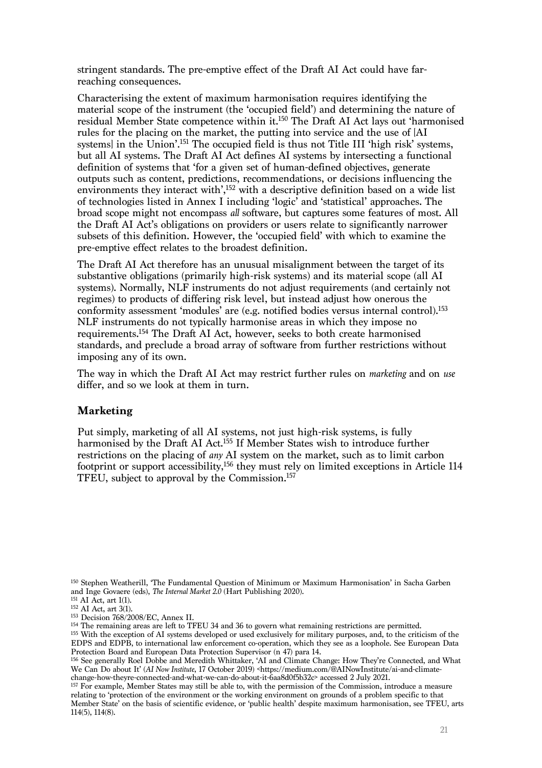stringent standards. The pre-emptive effect of the Draft AI Act could have far-reaching consequences.

Characterising the extent of maximum harmonisation requires identifying the material scope of the instrument (the 'occupied field') and determining the nature of residual Member State competence within it.[150] The Draft AI Act lays out 'harmonised rules for the placing on the market, the putting into service and the use of [AI systems] in the Union'.[151] The occupied field is thus not Title III 'high risk' systems, but all AI systems. The Draft AI Act defines AI systems by intersecting a functional definition of systems that 'for a given set of human-defined objectives, generate outputs such as content, predictions, recommendations, or decisions influencing the environments they interact with',[152] with a descriptive definition based on a wide list of technologies listed in Annex I including 'logic' and 'statistical' approaches. The broad scope might not encompass *all* software, but captures some features of most. All the Draft AI Act's obligations on providers or users relate to significantly narrower subsets of this definition. However, the 'occupied field' with which to examine the pre-emptive effect relates to the broadest definition.

The Draft AI Act therefore has an unusual misalignment between the target of its substantive obligations (primarily high-risk systems) and its material scope (all AI systems). Normally, NLF instruments do not adjust requirements (and certainly not regimes) to products of differing risk level, but instead adjust how onerous the conformity assessment 'modules' are (e.g. notified bodies versus internal control).[153] NLF instruments do not typically harmonise areas in which they impose no requirements.[154] The Draft AI Act, however, seeks to both create harmonised standards, and preclude a broad array of software from further restrictions without imposing any of its own.

The way in which the Draft AI Act may restrict further rules on *marketing* and on *use* differ, and so we look at them in turn.

### Marketing

Put simply, marketing of all AI systems, not just high-risk systems, is fully harmonised by the Draft AI Act.[155] If Member States wish to introduce further restrictions on the placing of *any* AI system on the market, such as to limit carbon footprint or support accessibility,[156] they must rely on limited exceptions in Article 114 TFEU, subject to approval by the Commission.[157]

---

[150] Stephen Weatherill, 'The Fundamental Question of Minimum or Maximum Harmonisation' in Sacha Garben and Inge Govaere (eds), *The Internal Market 2.0* (Hart Publishing 2020).

[151] AI Act, art 1(1).

[152] AI Act, art 3(1).

[153] Decision 768/2008/EC, Annex II.

[154] The remaining areas are left to TFEU 34 and 36 to govern what remaining restrictions are permitted.

[155] With the exception of AI systems developed or used exclusively for military purposes, and, to the criticism of the EDPS and EDPB, to international law enforcement co-operation, which they see as a loophole. See European Data Protection Board and European Data Protection Supervisor (n 47) para 14.

[156] See generally Roel Dobbe and Meredith Whittaker, 'AI and Climate Change: How They're Connected, and What We Can Do about It' (*AI Now Institute*, 17 October 2019) <https://medium.com/@AINowInstitute/ai-and-climate-change-how-theyre-connected-and-what-we-can-do-about-it-6aa8d0f5b32c> accessed 2 July 2021.

[157] For example, Member States may still be able to, with the permission of the Commission, introduce a measure relating to 'protection of the environment or the working environment on grounds of a problem specific to that Member State' on the basis of scientific evidence, or 'public health' despite maximum harmonisation, see TFEU, arts 114(5), 114(8).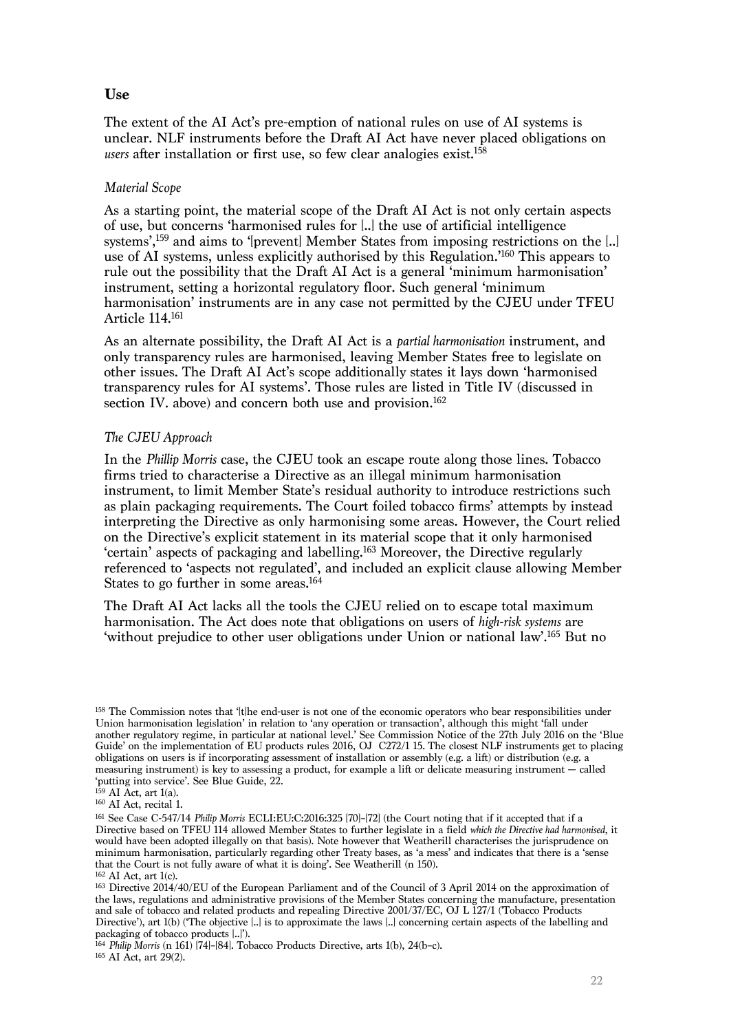**Use**

The extent of the AI Act's pre-emption of national rules on use of AI systems is unclear. NLF instruments before the Draft AI Act have never placed obligations on *users* after installation or first use, so few clear analogies exist.[158]

*Material Scope*

As a starting point, the material scope of the Draft AI Act is not only certain aspects of use, but concerns 'harmonised rules for [..] the use of artificial intelligence systems',[159] and aims to '[prevent] Member States from imposing restrictions on the [..] use of AI systems, unless explicitly authorised by this Regulation.'[160] This appears to rule out the possibility that the Draft AI Act is a general 'minimum harmonisation' instrument, setting a horizontal regulatory floor. Such general 'minimum harmonisation' instruments are in any case not permitted by the CJEU under TFEU Article 114.[161]

As an alternate possibility, the Draft AI Act is a *partial harmonisation* instrument, and only transparency rules are harmonised, leaving Member States free to legislate on other issues. The Draft AI Act's scope additionally states it lays down 'harmonised transparency rules for AI systems'. Those rules are listed in Title IV (discussed in section IV. above) and concern both use and provision.[162]

*The CJEU Approach*

In the *Phillip Morris* case, the CJEU took an escape route along those lines. Tobacco firms tried to characterise a Directive as an illegal minimum harmonisation instrument, to limit Member State's residual authority to introduce restrictions such as plain packaging requirements. The Court foiled tobacco firms' attempts by instead interpreting the Directive as only harmonising some areas. However, the Court relied on the Directive's explicit statement in its material scope that it only harmonised 'certain' aspects of packaging and labelling.[163] Moreover, the Directive regularly referenced to 'aspects not regulated', and included an explicit clause allowing Member States to go further in some areas.[164]

The Draft AI Act lacks all the tools the CJEU relied on to escape total maximum harmonisation. The Act does note that obligations on users of *high-risk systems* are 'without prejudice to other user obligations under Union or national law'.[165] But no

---

[158] The Commission notes that '[t]he end-user is not one of the economic operators who bear responsibilities under Union harmonisation legislation' in relation to 'any operation or transaction', although this might 'fall under another regulatory regime, in particular at national level.' See Commission Notice of the 27th July 2016 on the 'Blue Guide' on the implementation of EU products rules 2016, OJ C272/1 15. The closest NLF instruments get to placing obligations on users is if incorporating assessment of installation or assembly (e.g. a lift) or distribution (e.g. a measuring instrument) is key to assessing a product, for example a lift or delicate measuring instrument — called 'putting into service'. See Blue Guide, 22.

[159] AI Act, art 1(a).

[160] AI Act, recital 1.

[161] See Case C-547/14 *Philip Morris* ECLI:EU:C:2016:325 [70]–[72] (the Court noting that if it accepted that if a Directive based on TFEU 114 allowed Member States to further legislate in a field *which the Directive had harmonised*, it would have been adopted illegally on that basis). Note however that Weatherill characterises the jurisprudence on minimum harmonisation, particularly regarding other Treaty bases, as 'a mess' and indicates that there is a 'sense that the Court is not fully aware of what it is doing'. See Weatherill (n 150).

[162] AI Act, art 1(c).

[163] Directive 2014/40/EU of the European Parliament and of the Council of 3 April 2014 on the approximation of the laws, regulations and administrative provisions of the Member States concerning the manufacture, presentation and sale of tobacco and related products and repealing Directive 2001/37/EC, OJ L 127/1 ('Tobacco Products Directive'), art 1(b) ('The objective [..] is to approximate the laws [..] concerning certain aspects of the labelling and packaging of tobacco products [..]').

[164] *Philip Morris* (n 161) [74]–[84]. Tobacco Products Directive, arts 1(b), 24(b–c).

[165] AI Act, art 29(2).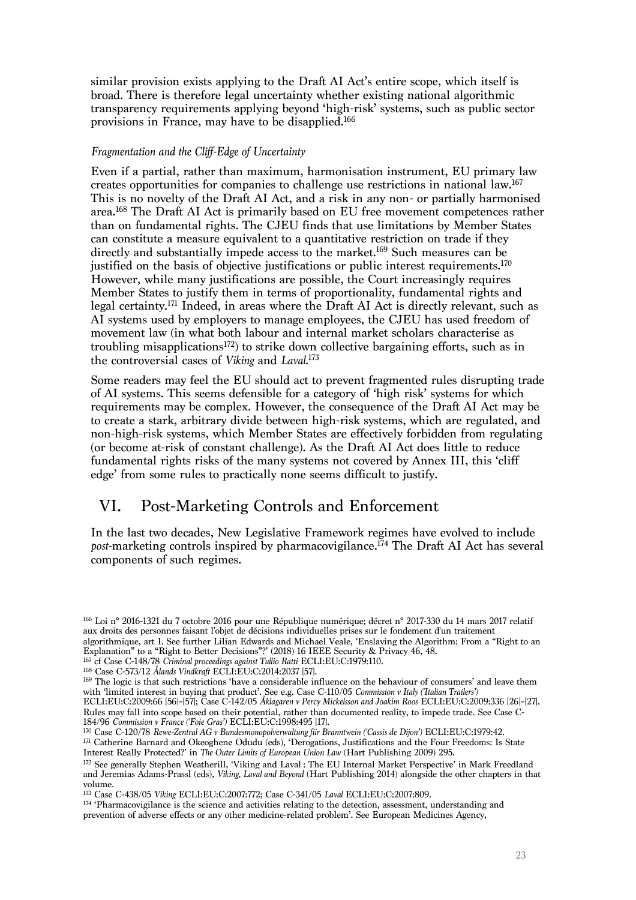similar provision exists applying to the Draft AI Act's entire scope, which itself is broad. There is therefore legal uncertainty whether existing national algorithmic transparency requirements applying beyond 'high-risk' systems, such as public sector provisions in France, may have to be disapplied.[166]

### *Fragmentation and the Cliff-Edge of Uncertainty*

Even if a partial, rather than maximum, harmonisation instrument, EU primary law creates opportunities for companies to challenge use restrictions in national law.[167] This is no novelty of the Draft AI Act, and a risk in any non- or partially harmonised area.[168] The Draft AI Act is primarily based on EU free movement competences rather than on fundamental rights. The CJEU finds that use limitations by Member States can constitute a measure equivalent to a quantitative restriction on trade if they directly and substantially impede access to the market.[169] Such measures can be justified on the basis of objective justifications or public interest requirements.[170] However, while many justifications are possible, the Court increasingly requires Member States to justify them in terms of proportionality, fundamental rights and legal certainty.[171] Indeed, in areas where the Draft AI Act is directly relevant, such as AI systems used by employers to manage employees, the CJEU has used freedom of movement law (in what both labour and internal market scholars characterise as troubling misapplications[172]) to strike down collective bargaining efforts, such as in the controversial cases of *Viking* and *Laval*.[173]

Some readers may feel the EU should act to prevent fragmented rules disrupting trade of AI systems. This seems defensible for a category of 'high risk' systems for which requirements may be complex. However, the consequence of the Draft AI Act may be to create a stark, arbitrary divide between high-risk systems, which are regulated, and non-high-risk systems, which Member States are effectively forbidden from regulating (or become at-risk of constant challenge). As the Draft AI Act does little to reduce fundamental rights risks of the many systems not covered by Annex III, this 'cliff edge' from some rules to practically none seems difficult to justify.

## VI. Post-Marketing Controls and Enforcement

In the last two decades, New Legislative Framework regimes have evolved to include *post*-marketing controls inspired by pharmacovigilance.[174] The Draft AI Act has several components of such regimes.

---

[166] Loi n° 2016-1321 du 7 octobre 2016 pour une République numérique; décret n° 2017-330 du 14 mars 2017 relatif aux droits des personnes faisant l'objet de décisions individuelles prises sur le fondement d'un traitement algorithmique, art 1. See further Lilian Edwards and Michael Veale, 'Enslaving the Algorithm: From a "Right to an Explanation" to a "Right to Better Decisions"?' (2018) 16 IEEE Security & Privacy 46, 48.

[167] cf Case C-148/78 *Criminal proceedings against Tullio Ratti* ECLI:EU:C:1979:110.

[168] Case C-573/12 *Ålands Vindkraft* ECLI:EU:C:2014:2037 [57].

[169] The logic is that such restrictions 'have a considerable influence on the behaviour of consumers' and leave them with 'limited interest in buying that product'. See e.g. Case C-110/05 *Commission v Italy ('Italian Trailers')* ECLI:EU:C:2009:66 [56]–[57]; Case C-142/05 *Åklagaren v Percy Mickelsson and Joakim Roos* ECLI:EU:C:2009:336 [26]–[27]. Rules may fall into scope based on their potential, rather than documented reality, to impede trade. See Case C-184/96 *Commission v France ('Foie Gras')* ECLI:EU:C:1998:495 [17].

[170] Case C-120/78 *Rewe-Zentral AG v Bundesmonopolverwaltung für Branntwein ('Cassis de Dijon')* ECLI:EU:C:1979:42.

[171] Catherine Barnard and Okeoghene Odudu (eds), 'Derogations, Justifications and the Four Freedoms: Is State Interest Really Protected?' in *The Outer Limits of European Union Law* (Hart Publishing 2009) 295.

[172] See generally Stephen Weatherill, 'Viking and Laval : The EU Internal Market Perspective' in Mark Freedland and Jeremias Adams-Prassl (eds), *Viking, Laval and Beyond* (Hart Publishing 2014) alongside the other chapters in that volume.

[173] Case C-438/05 *Viking* ECLI:EU:C:2007:772; Case C-341/05 *Laval* ECLI:EU:C:2007:809.

[174] 'Pharmacovigilance is the science and activities relating to the detection, assessment, understanding and prevention of adverse effects or any other medicine-related problem'. See European Medicines Agency,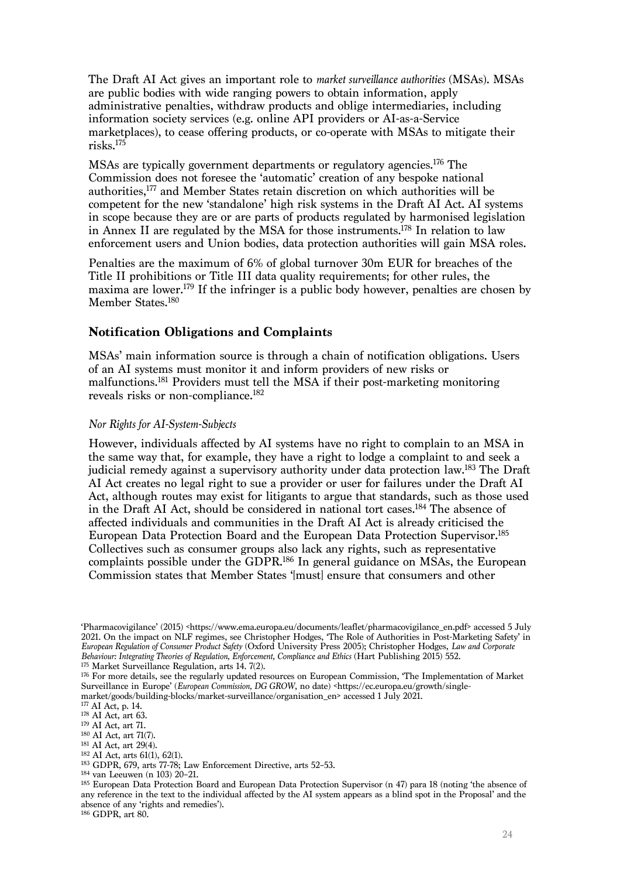The Draft AI Act gives an important role to *market surveillance authorities* (MSAs). MSAs are public bodies with wide ranging powers to obtain information, apply administrative penalties, withdraw products and oblige intermediaries, including information society services (e.g. online API providers or AI-as-a-Service marketplaces), to cease offering products, or co-operate with MSAs to mitigate their risks.[175]

MSAs are typically government departments or regulatory agencies.[176] The Commission does not foresee the 'automatic' creation of any bespoke national authorities,[177] and Member States retain discretion on which authorities will be competent for the new 'standalone' high risk systems in the Draft AI Act. AI systems in scope because they are or are parts of products regulated by harmonised legislation in Annex II are regulated by the MSA for those instruments.[178] In relation to law enforcement users and Union bodies, data protection authorities will gain MSA roles.

Penalties are the maximum of 6% of global turnover 30m EUR for breaches of the Title II prohibitions or Title III data quality requirements; for other rules, the maxima are lower.[179] If the infringer is a public body however, penalties are chosen by Member States.[180]

### Notification Obligations and Complaints

MSAs' main information source is through a chain of notification obligations. Users of an AI systems must monitor it and inform providers of new risks or malfunctions.[181] Providers must tell the MSA if their post-marketing monitoring reveals risks or non-compliance.[182]

#### *Nor Rights for AI-System-Subjects*

However, individuals affected by AI systems have no right to complain to an MSA in the same way that, for example, they have a right to lodge a complaint to and seek a judicial remedy against a supervisory authority under data protection law.[183] The Draft AI Act creates no legal right to sue a provider or user for failures under the Draft AI Act, although routes may exist for litigants to argue that standards, such as those used in the Draft AI Act, should be considered in national tort cases.[184] The absence of affected individuals and communities in the Draft AI Act is already criticised the European Data Protection Board and the European Data Protection Supervisor.[185] Collectives such as consumer groups also lack any rights, such as representative complaints possible under the GDPR.[186] In general guidance on MSAs, the European Commission states that Member States '[must] ensure that consumers and other

---

'Pharmacovigilance' (2015) <https://www.ema.europa.eu/documents/leaflet/pharmacovigilance_en.pdf> accessed 5 July 2021. On the impact on NLF regimes, see Christopher Hodges, 'The Role of Authorities in Post-Marketing Safety' in *European Regulation of Consumer Product Safety* (Oxford University Press 2005); Christopher Hodges, *Law and Corporate Behaviour: Integrating Theories of Regulation, Enforcement, Compliance and Ethics* (Hart Publishing 2015) 552.

[175] Market Surveillance Regulation, arts 14. 7(2).

[176] For more details, see the regularly updated resources on European Commission, 'The Implementation of Market Surveillance in Europe' (*European Commission, DG GROW*, no date) <https://ec.europa.eu/growth/single-market/goods/building-blocks/market-surveillance/organisation_en> accessed 1 July 2021.

[177] AI Act, p. 14.

[178] AI Act, art 63.

[179] AI Act, art 71.

[180] AI Act, art 71(7).

[181] AI Act, art 29(4).

[182] AI Act, arts 61(1), 62(1).

[183] GDPR, 679, arts 77-78; Law Enforcement Directive, arts 52–53.

[184] van Leeuwen (n 103) 20–21.

[185] European Data Protection Board and European Data Protection Supervisor (n 47) para 18 (noting 'the absence of any reference in the text to the individual affected by the AI system appears as a blind spot in the Proposal' and the absence of any 'rights and remedies').

[186] GDPR, art 80.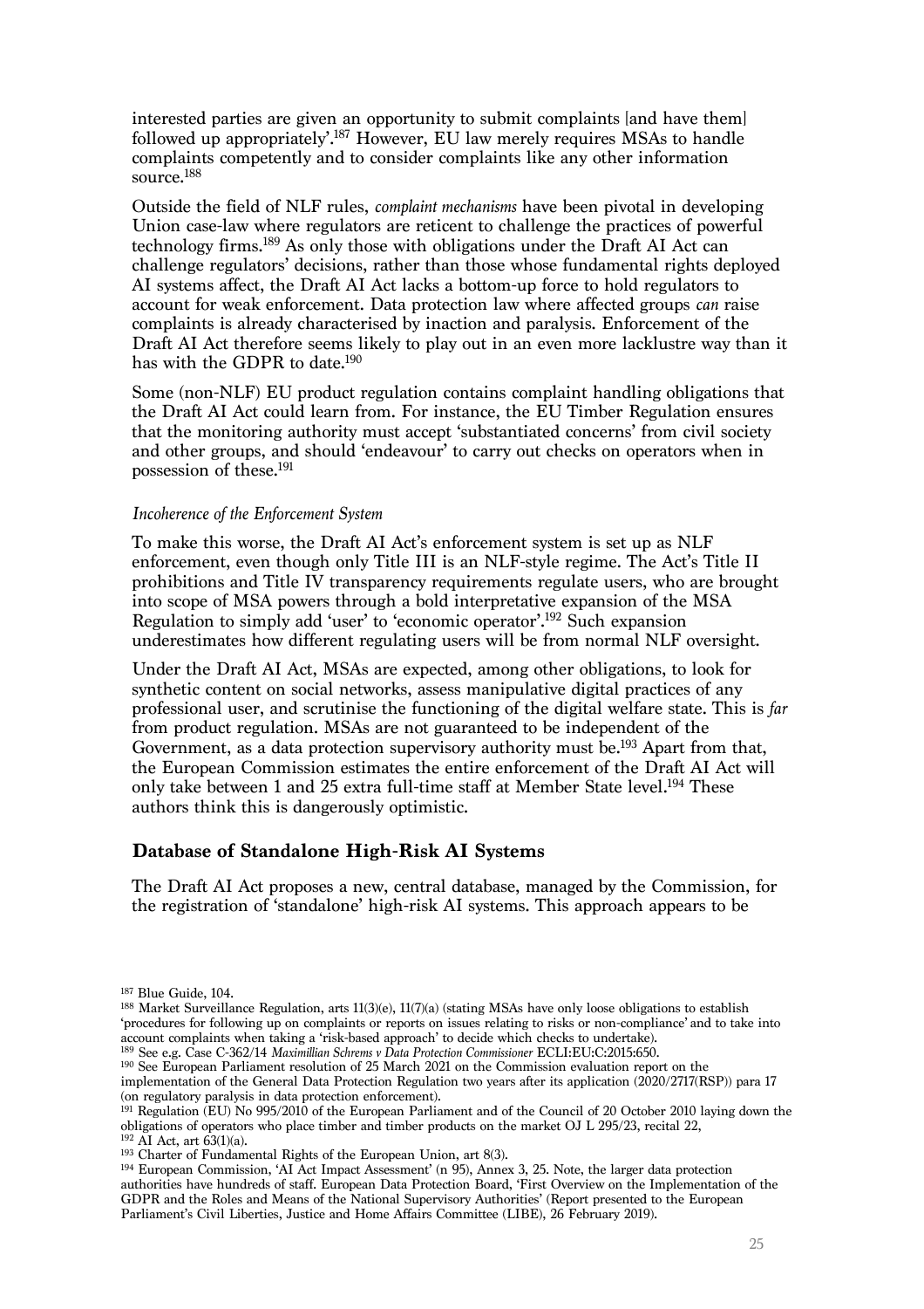interested parties are given an opportunity to submit complaints [and have them] followed up appropriately'.[187] However, EU law merely requires MSAs to handle complaints competently and to consider complaints like any other information source.[188]

Outside the field of NLF rules, *complaint mechanisms* have been pivotal in developing Union case-law where regulators are reticent to challenge the practices of powerful technology firms.[189] As only those with obligations under the Draft AI Act can challenge regulators' decisions, rather than those whose fundamental rights deployed AI systems affect, the Draft AI Act lacks a bottom-up force to hold regulators to account for weak enforcement. Data protection law where affected groups *can* raise complaints is already characterised by inaction and paralysis. Enforcement of the Draft AI Act therefore seems likely to play out in an even more lacklustre way than it has with the GDPR to date.[190]

Some (non-NLF) EU product regulation contains complaint handling obligations that the Draft AI Act could learn from. For instance, the EU Timber Regulation ensures that the monitoring authority must accept 'substantiated concerns' from civil society and other groups, and should 'endeavour' to carry out checks on operators when in possession of these.[191]

*Incoherence of the Enforcement System*

To make this worse, the Draft AI Act's enforcement system is set up as NLF enforcement, even though only Title III is an NLF-style regime. The Act's Title II prohibitions and Title IV transparency requirements regulate users, who are brought into scope of MSA powers through a bold interpretative expansion of the MSA Regulation to simply add 'user' to 'economic operator'.[192] Such expansion underestimates how different regulating users will be from normal NLF oversight.

Under the Draft AI Act, MSAs are expected, among other obligations, to look for synthetic content on social networks, assess manipulative digital practices of any professional user, and scrutinise the functioning of the digital welfare state. This is *far* from product regulation. MSAs are not guaranteed to be independent of the Government, as a data protection supervisory authority must be.[193] Apart from that, the European Commission estimates the entire enforcement of the Draft AI Act will only take between 1 and 25 extra full-time staff at Member State level.[194] These authors think this is dangerously optimistic.

## Database of Standalone High-Risk AI Systems

The Draft AI Act proposes a new, central database, managed by the Commission, for the registration of 'standalone' high-risk AI systems. This approach appears to be

---

[187] Blue Guide, 104.

[188] Market Surveillance Regulation, arts 11(3)(e), 11(7)(a) (stating MSAs have only loose obligations to establish 'procedures for following up on complaints or reports on issues relating to risks or non-compliance' and to take into account complaints when taking a 'risk-based approach' to decide which checks to undertake).

[189] See e.g. Case C-362/14 *Maximillian Schrems v Data Protection Commissioner* ECLI:EU:C:2015:650.

[190] See European Parliament resolution of 25 March 2021 on the Commission evaluation report on the implementation of the General Data Protection Regulation two years after its application (2020/2717(RSP)) para 17 (on regulatory paralysis in data protection enforcement).

[191] Regulation (EU) No 995/2010 of the European Parliament and of the Council of 20 October 2010 laying down the obligations of operators who place timber and timber products on the market OJ L 295/23, recital 22,

[192] AI Act, art 63(1)(a).

[193] Charter of Fundamental Rights of the European Union, art 8(3).

[194] European Commission, 'AI Act Impact Assessment' (n 95), Annex 3, 25. Note, the larger data protection authorities have hundreds of staff. European Data Protection Board, 'First Overview on the Implementation of the GDPR and the Roles and Means of the National Supervisory Authorities' (Report presented to the European Parliament's Civil Liberties, Justice and Home Affairs Committee (LIBE), 26 February 2019).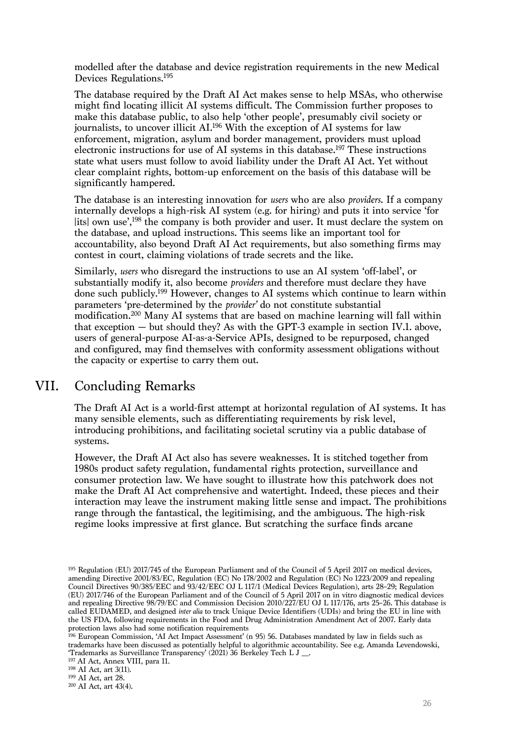modelled after the database and device registration requirements in the new Medical Devices Regulations.[195]

The database required by the Draft AI Act makes sense to help MSAs, who otherwise might find locating illicit AI systems difficult. The Commission further proposes to make this database public, to also help 'other people', presumably civil society or journalists, to uncover illicit AI.[196] With the exception of AI systems for law enforcement, migration, asylum and border management, providers must upload electronic instructions for use of AI systems in this database.[197] These instructions state what users must follow to avoid liability under the Draft AI Act. Yet without clear complaint rights, bottom-up enforcement on the basis of this database will be significantly hampered.

The database is an interesting innovation for *users* who are also *providers*. If a company internally develops a high-risk AI system (e.g. for hiring) and puts it into service 'for [its] own use',[198] the company is both provider and user. It must declare the system on the database, and upload instructions. This seems like an important tool for accountability, also beyond Draft AI Act requirements, but also something firms may contest in court, claiming violations of trade secrets and the like.

Similarly, *users* who disregard the instructions to use an AI system 'off-label', or substantially modify it, also become *providers* and therefore must declare they have done such publicly.[199] However, changes to AI systems which continue to learn within parameters 'pre-determined by the *provider*' do not constitute substantial modification.[200] Many AI systems that are based on machine learning will fall within that exception — but should they? As with the GPT-3 example in section IV.1. above, users of general-purpose AI-as-a-Service APIs, designed to be repurposed, changed and configured, may find themselves with conformity assessment obligations without the capacity or expertise to carry them out.

## VII. Concluding Remarks

The Draft AI Act is a world-first attempt at horizontal regulation of AI systems. It has many sensible elements, such as differentiating requirements by risk level, introducing prohibitions, and facilitating societal scrutiny via a public database of systems.

However, the Draft AI Act also has severe weaknesses. It is stitched together from 1980s product safety regulation, fundamental rights protection, surveillance and consumer protection law. We have sought to illustrate how this patchwork does not make the Draft AI Act comprehensive and watertight. Indeed, these pieces and their interaction may leave the instrument making little sense and impact. The prohibitions range through the fantastical, the legitimising, and the ambiguous. The high-risk regime looks impressive at first glance. But scratching the surface finds arcane

[195] Regulation (EU) 2017/745 of the European Parliament and of the Council of 5 April 2017 on medical devices, amending Directive 2001/83/EC, Regulation (EC) No 178/2002 and Regulation (EC) No 1223/2009 and repealing Council Directives 90/385/EEC and 93/42/EEC OJ L 117/1 (Medical Devices Regulation), arts 28–29; Regulation (EU) 2017/746 of the European Parliament and of the Council of 5 April 2017 on in vitro diagnostic medical devices and repealing Directive 98/79/EC and Commission Decision 2010/227/EU OJ L 117/176, arts 25–26. This database is called EUDAMED, and designed *inter alia* to track Unique Device Identifiers (UDIs) and bring the EU in line with the US FDA, following requirements in the Food and Drug Administration Amendment Act of 2007. Early data protection laws also had some notification requirements

[196] European Commission, 'AI Act Impact Assessment' (n 95) 56. Databases mandated by law in fields such as trademarks have been discussed as potentially helpful to algorithmic accountability. See e.g. Amanda Levendowski, 'Trademarks as Surveillance Transparency' (2021) 36 Berkeley Tech L J __.

[197] AI Act, Annex VIII, para 11.

[198] AI Act, art 3(11).

[199] AI Act, art 28.

[200] AI Act, art 43(4).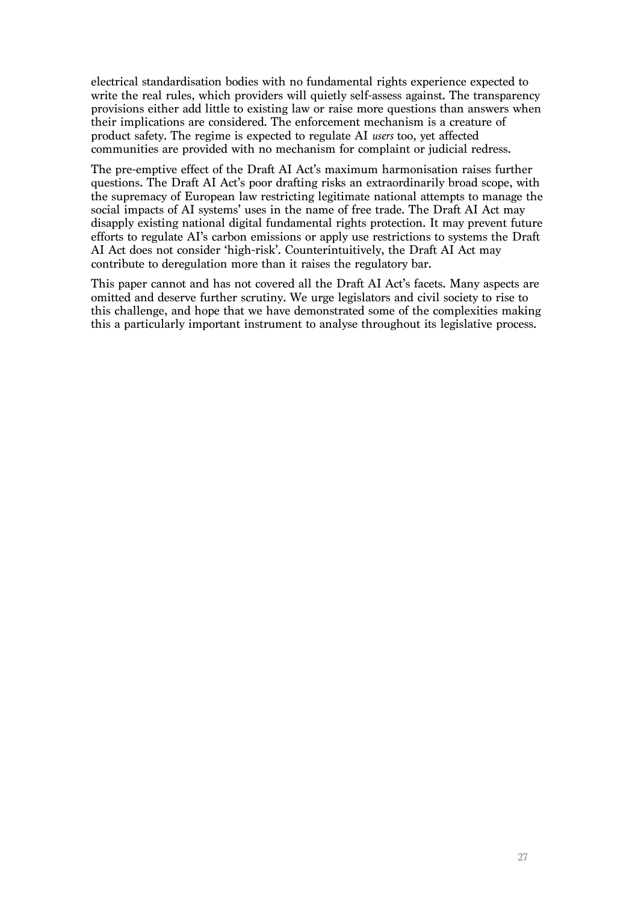electrical standardisation bodies with no fundamental rights experience expected to write the real rules, which providers will quietly self-assess against. The transparency provisions either add little to existing law or raise more questions than answers when their implications are considered. The enforcement mechanism is a creature of product safety. The regime is expected to regulate AI *users* too, yet affected communities are provided with no mechanism for complaint or judicial redress.

The pre-emptive effect of the Draft AI Act's maximum harmonisation raises further questions. The Draft AI Act's poor drafting risks an extraordinarily broad scope, with the supremacy of European law restricting legitimate national attempts to manage the social impacts of AI systems' uses in the name of free trade. The Draft AI Act may disapply existing national digital fundamental rights protection. It may prevent future efforts to regulate AI's carbon emissions or apply use restrictions to systems the Draft AI Act does not consider 'high-risk'. Counterintuitively, the Draft AI Act may contribute to deregulation more than it raises the regulatory bar.

This paper cannot and has not covered all the Draft AI Act's facets. Many aspects are omitted and deserve further scrutiny. We urge legislators and civil society to rise to this challenge, and hope that we have demonstrated some of the complexities making this a particularly important instrument to analyse throughout its legislative process.